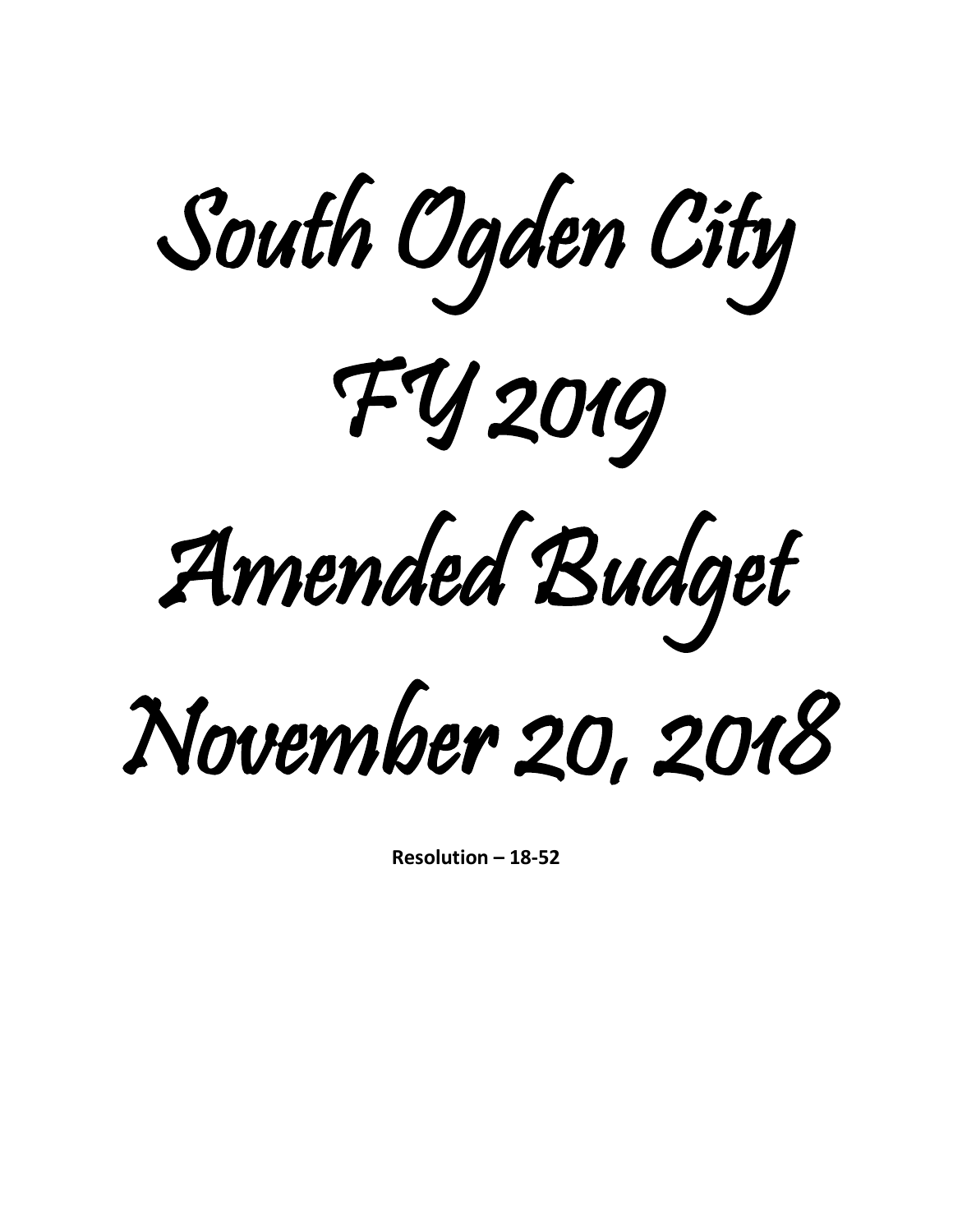# South Ogden City

# FY 2019

# Amended Budget

# November 20, 2018

**Resolution – 18-52**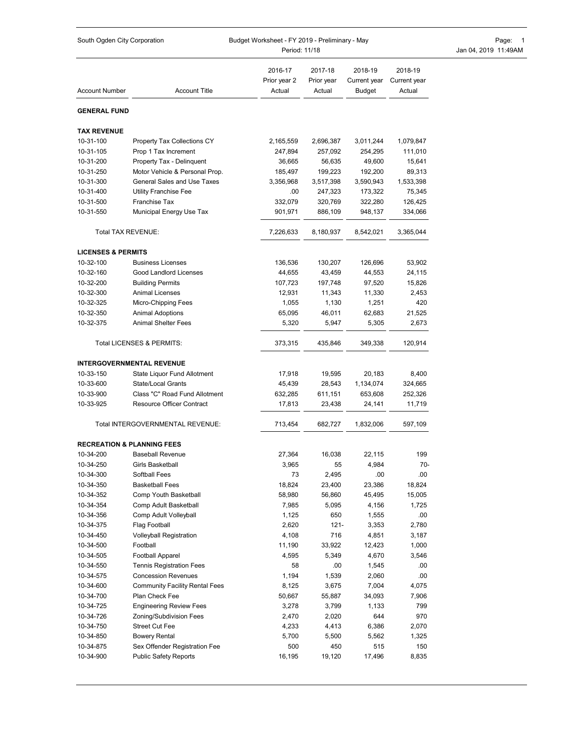South Ogden City Corporation — Budget Worksheet - FY 2019 - Preliminary - May — Period: 11/18

| Account Number | Account Title | 2016-17 Prior year 2 Actual | 2017-18 Prior year Actual | 2018-19 Current year Budget | 2018-19 Current year Actual |
|---|---|---|---|---|---|
| **GENERAL FUND** | | | | | |
| **TAX REVENUE** | | | | | |
| 10-31-100 | Property Tax Collections CY | 2,165,559 | 2,696,387 | 3,011,244 | 1,079,847 |
| 10-31-105 | Prop 1 Tax Increment | 247,894 | 257,092 | 254,295 | 111,010 |
| 10-31-200 | Property Tax - Delinquent | 36,665 | 56,635 | 49,600 | 15,641 |
| 10-31-250 | Motor Vehicle & Personal Prop. | 185,497 | 199,223 | 192,200 | 89,313 |
| 10-31-300 | General Sales and Use Taxes | 3,356,968 | 3,517,398 | 3,590,943 | 1,533,398 |
| 10-31-400 | Utility Franchise Fee | .00 | 247,323 | 173,322 | 75,345 |
| 10-31-500 | Franchise Tax | 332,079 | 320,769 | 322,280 | 126,425 |
| 10-31-550 | Municipal Energy Use Tax | 901,971 | 886,109 | 948,137 | 334,066 |
| | Total TAX REVENUE: | 7,226,633 | 8,180,937 | 8,542,021 | 3,365,044 |
| **LICENSES & PERMITS** | | | | | |
| 10-32-100 | Business Licenses | 136,536 | 130,207 | 126,696 | 53,902 |
| 10-32-160 | Good Landlord Licenses | 44,655 | 43,459 | 44,553 | 24,115 |
| 10-32-200 | Building Permits | 107,723 | 197,748 | 97,520 | 15,826 |
| 10-32-300 | Animal Licenses | 12,931 | 11,343 | 11,330 | 2,453 |
| 10-32-325 | Micro-Chipping Fees | 1,055 | 1,130 | 1,251 | 420 |
| 10-32-350 | Animal Adoptions | 65,095 | 46,011 | 62,683 | 21,525 |
| 10-32-375 | Animal Shelter Fees | 5,320 | 5,947 | 5,305 | 2,673 |
| | Total LICENSES & PERMITS: | 373,315 | 435,846 | 349,338 | 120,914 |
| **INTERGOVERNMENTAL REVENUE** | | | | | |
| 10-33-150 | State Liquor Fund Allotment | 17,918 | 19,595 | 20,183 | 8,400 |
| 10-33-600 | State/Local Grants | 45,439 | 28,543 | 1,134,074 | 324,665 |
| 10-33-900 | Class "C" Road Fund Allotment | 632,285 | 611,151 | 653,608 | 252,326 |
| 10-33-925 | Resource Officer Contract | 17,813 | 23,438 | 24,141 | 11,719 |
| | Total INTERGOVERNMENTAL REVENUE: | 713,454 | 682,727 | 1,832,006 | 597,109 |
| **RECREATION & PLANNING FEES** | | | | | |
| 10-34-200 | Baseball Revenue | 27,364 | 16,038 | 22,115 | 199 |
| 10-34-250 | Girls Basketball | 3,965 | 55 | 4,984 | 70- |
| 10-34-300 | Softball Fees | 73 | 2,495 | .00 | .00 |
| 10-34-350 | Basketball Fees | 18,824 | 23,400 | 23,386 | 18,824 |
| 10-34-352 | Comp Youth Basketball | 58,980 | 56,860 | 45,495 | 15,005 |
| 10-34-354 | Comp Adult Basketball | 7,985 | 5,095 | 4,156 | 1,725 |
| 10-34-356 | Comp Adult Volleyball | 1,125 | 650 | 1,555 | .00 |
| 10-34-375 | Flag Football | 2,620 | 121- | 3,353 | 2,780 |
| 10-34-450 | Volleyball Registration | 4,108 | 716 | 4,851 | 3,187 |
| 10-34-500 | Football | 11,190 | 33,922 | 12,423 | 1,000 |
| 10-34-505 | Football Apparel | 4,595 | 5,349 | 4,670 | 3,546 |
| 10-34-550 | Tennis Registration Fees | 58 | .00 | 1,545 | .00 |
| 10-34-575 | Concession Revenues | 1,194 | 1,539 | 2,060 | .00 |
| 10-34-600 | Community Facility Rental Fees | 8,125 | 3,675 | 7,004 | 4,075 |
| 10-34-700 | Plan Check Fee | 50,667 | 55,887 | 34,093 | 7,906 |
| 10-34-725 | Engineering Review Fees | 3,278 | 3,799 | 1,133 | 799 |
| 10-34-726 | Zoning/Subdivision Fees | 2,470 | 2,020 | 644 | 970 |
| 10-34-750 | Street Cut Fee | 4,233 | 4,413 | 6,386 | 2,070 |
| 10-34-850 | Bowery Rental | 5,700 | 5,500 | 5,562 | 1,325 |
| 10-34-875 | Sex Offender Registration Fee | 500 | 450 | 515 | 150 |
| 10-34-900 | Public Safety Reports | 16,195 | 19,120 | 17,496 | 8,835 |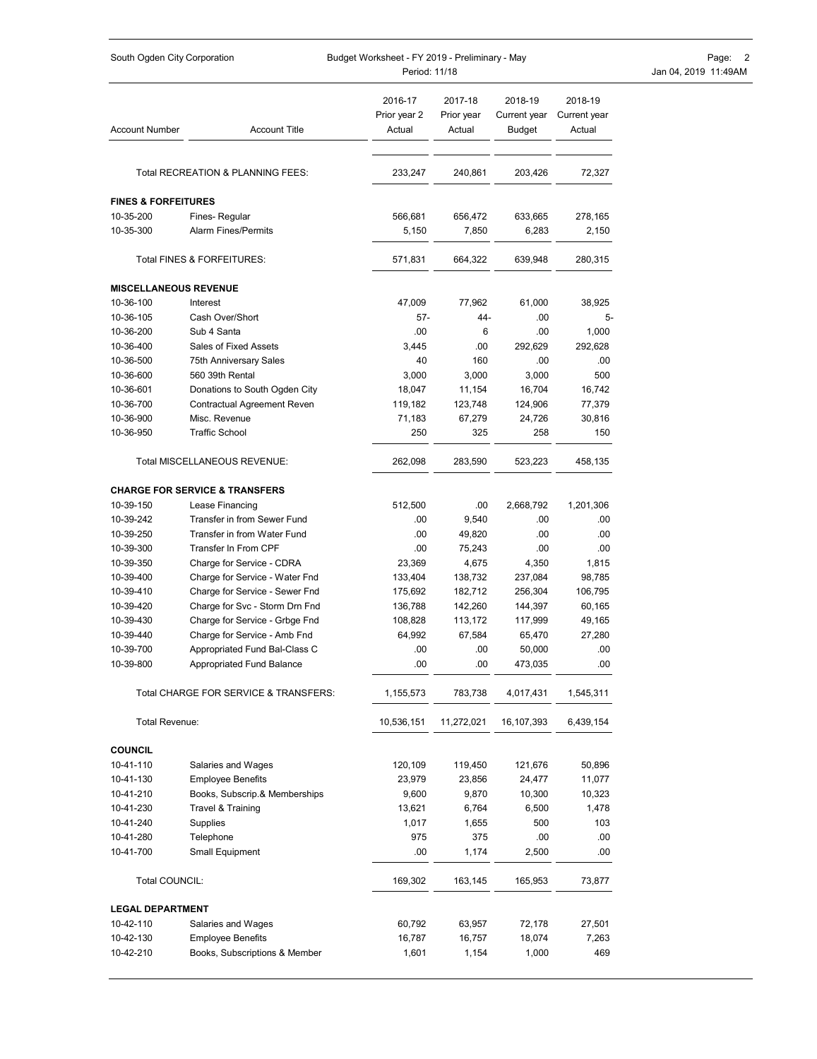| Account Number | Account Title | 2016-17 Prior year 2 Actual | 2017-18 Prior year Actual | 2018-19 Current year Budget | 2018-19 Current year Actual |
|---|---|---|---|---|---|
| | Total RECREATION & PLANNING FEES: | 233,247 | 240,861 | 203,426 | 72,327 |
| **FINES & FORFEITURES** | | | | | |
| 10-35-200 | Fines- Regular | 566,681 | 656,472 | 633,665 | 278,165 |
| 10-35-300 | Alarm Fines/Permits | 5,150 | 7,850 | 6,283 | 2,150 |
| | Total FINES & FORFEITURES: | 571,831 | 664,322 | 639,948 | 280,315 |
| **MISCELLANEOUS REVENUE** | | | | | |
| 10-36-100 | Interest | 47,009 | 77,962 | 61,000 | 38,925 |
| 10-36-105 | Cash Over/Short | 57- | 44- | .00 | 5- |
| 10-36-200 | Sub 4 Santa | .00 | 6 | .00 | 1,000 |
| 10-36-400 | Sales of Fixed Assets | 3,445 | .00 | 292,629 | 292,628 |
| 10-36-500 | 75th Anniversary Sales | 40 | 160 | .00 | .00 |
| 10-36-600 | 560 39th Rental | 3,000 | 3,000 | 3,000 | 500 |
| 10-36-601 | Donations to South Ogden City | 18,047 | 11,154 | 16,704 | 16,742 |
| 10-36-700 | Contractual Agreement Reven | 119,182 | 123,748 | 124,906 | 77,379 |
| 10-36-900 | Misc. Revenue | 71,183 | 67,279 | 24,726 | 30,816 |
| 10-36-950 | Traffic School | 250 | 325 | 258 | 150 |
| | Total MISCELLANEOUS REVENUE: | 262,098 | 283,590 | 523,223 | 458,135 |
| **CHARGE FOR SERVICE & TRANSFERS** | | | | | |
| 10-39-150 | Lease Financing | 512,500 | .00 | 2,668,792 | 1,201,306 |
| 10-39-242 | Transfer in from Sewer Fund | .00 | 9,540 | .00 | .00 |
| 10-39-250 | Transfer in from Water Fund | .00 | 49,820 | .00 | .00 |
| 10-39-300 | Transfer In From CPF | .00 | 75,243 | .00 | .00 |
| 10-39-350 | Charge for Service - CDRA | 23,369 | 4,675 | 4,350 | 1,815 |
| 10-39-400 | Charge for Service - Water Fnd | 133,404 | 138,732 | 237,084 | 98,785 |
| 10-39-410 | Charge for Service - Sewer Fnd | 175,692 | 182,712 | 256,304 | 106,795 |
| 10-39-420 | Charge for Svc - Storm Drn Fnd | 136,788 | 142,260 | 144,397 | 60,165 |
| 10-39-430 | Charge for Service - Grbge Fnd | 108,828 | 113,172 | 117,999 | 49,165 |
| 10-39-440 | Charge for Service - Amb Fnd | 64,992 | 67,584 | 65,470 | 27,280 |
| 10-39-700 | Appropriated Fund Bal-Class C | .00 | .00 | 50,000 | .00 |
| 10-39-800 | Appropriated Fund Balance | .00 | .00 | 473,035 | .00 |
| | Total CHARGE FOR SERVICE & TRANSFERS: | 1,155,573 | 783,738 | 4,017,431 | 1,545,311 |
| Total Revenue: | | 10,536,151 | 11,272,021 | 16,107,393 | 6,439,154 |
| **COUNCIL** | | | | | |
| 10-41-110 | Salaries and Wages | 120,109 | 119,450 | 121,676 | 50,896 |
| 10-41-130 | Employee Benefits | 23,979 | 23,856 | 24,477 | 11,077 |
| 10-41-210 | Books, Subscrip.& Memberships | 9,600 | 9,870 | 10,300 | 10,323 |
| 10-41-230 | Travel & Training | 13,621 | 6,764 | 6,500 | 1,478 |
| 10-41-240 | Supplies | 1,017 | 1,655 | 500 | 103 |
| 10-41-280 | Telephone | 975 | 375 | .00 | .00 |
| 10-41-700 | Small Equipment | .00 | 1,174 | 2,500 | .00 |
| Total COUNCIL: | | 169,302 | 163,145 | 165,953 | 73,877 |
| **LEGAL DEPARTMENT** | | | | | |
| 10-42-110 | Salaries and Wages | 60,792 | 63,957 | 72,178 | 27,501 |
| 10-42-130 | Employee Benefits | 16,787 | 16,757 | 18,074 | 7,263 |
| 10-42-210 | Books, Subscriptions & Member | 1,601 | 1,154 | 1,000 | 469 |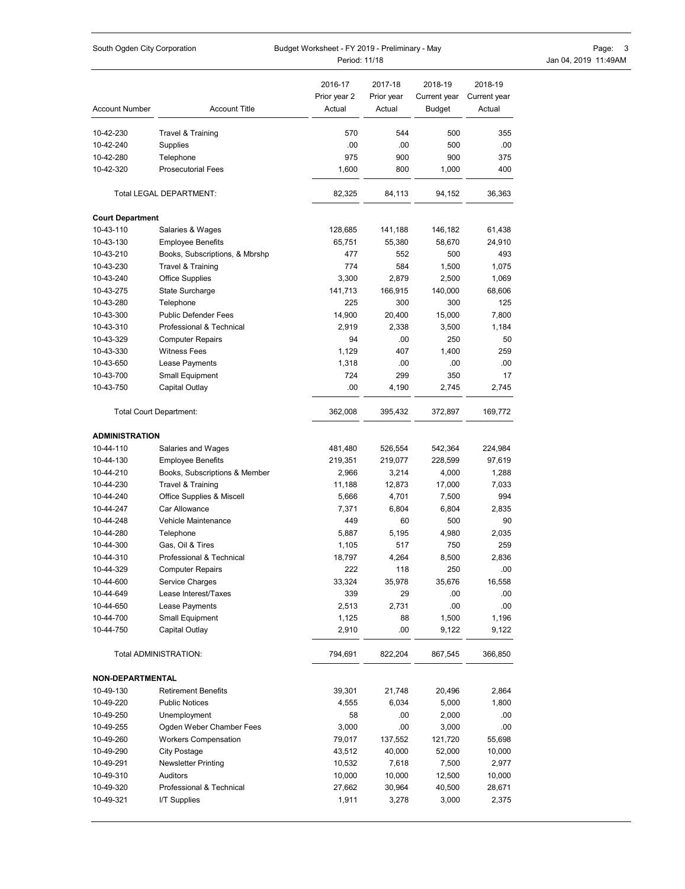| Account Number | Account Title | 2016-17 Prior year 2 Actual | 2017-18 Prior year Actual | 2018-19 Current year Budget | 2018-19 Current year Actual |
|---|---|---|---|---|---|
| 10-42-230 | Travel & Training | 570 | 544 | 500 | 355 |
| 10-42-240 | Supplies | .00 | .00 | 500 | .00 |
| 10-42-280 | Telephone | 975 | 900 | 900 | 375 |
| 10-42-320 | Prosecutorial Fees | 1,600 | 800 | 1,000 | 400 |
| | Total LEGAL DEPARTMENT: | 82,325 | 84,113 | 94,152 | 36,363 |
| **Court Department** | | | | | |
| 10-43-110 | Salaries & Wages | 128,685 | 141,188 | 146,182 | 61,438 |
| 10-43-130 | Employee Benefits | 65,751 | 55,380 | 58,670 | 24,910 |
| 10-43-210 | Books, Subscriptions, & Mbrshp | 477 | 552 | 500 | 493 |
| 10-43-230 | Travel & Training | 774 | 584 | 1,500 | 1,075 |
| 10-43-240 | Office Supplies | 3,300 | 2,879 | 2,500 | 1,069 |
| 10-43-275 | State Surcharge | 141,713 | 166,915 | 140,000 | 68,606 |
| 10-43-280 | Telephone | 225 | 300 | 300 | 125 |
| 10-43-300 | Public Defender Fees | 14,900 | 20,400 | 15,000 | 7,800 |
| 10-43-310 | Professional & Technical | 2,919 | 2,338 | 3,500 | 1,184 |
| 10-43-329 | Computer Repairs | 94 | .00 | 250 | 50 |
| 10-43-330 | Witness Fees | 1,129 | 407 | 1,400 | 259 |
| 10-43-650 | Lease Payments | 1,318 | .00 | .00 | .00 |
| 10-43-700 | Small Equipment | 724 | 299 | 350 | 17 |
| 10-43-750 | Capital Outlay | .00 | 4,190 | 2,745 | 2,745 |
| | Total Court Department: | 362,008 | 395,432 | 372,897 | 169,772 |
| **ADMINISTRATION** | | | | | |
| 10-44-110 | Salaries and Wages | 481,480 | 526,554 | 542,364 | 224,984 |
| 10-44-130 | Employee Benefits | 219,351 | 219,077 | 228,599 | 97,619 |
| 10-44-210 | Books, Subscriptions & Member | 2,966 | 3,214 | 4,000 | 1,288 |
| 10-44-230 | Travel & Training | 11,188 | 12,873 | 17,000 | 7,033 |
| 10-44-240 | Office Supplies & Miscell | 5,666 | 4,701 | 7,500 | 994 |
| 10-44-247 | Car Allowance | 7,371 | 6,804 | 6,804 | 2,835 |
| 10-44-248 | Vehicle Maintenance | 449 | 60 | 500 | 90 |
| 10-44-280 | Telephone | 5,887 | 5,195 | 4,980 | 2,035 |
| 10-44-300 | Gas, Oil & Tires | 1,105 | 517 | 750 | 259 |
| 10-44-310 | Professional & Technical | 18,797 | 4,264 | 8,500 | 2,836 |
| 10-44-329 | Computer Repairs | 222 | 118 | 250 | .00 |
| 10-44-600 | Service Charges | 33,324 | 35,978 | 35,676 | 16,558 |
| 10-44-649 | Lease Interest/Taxes | 339 | 29 | .00 | .00 |
| 10-44-650 | Lease Payments | 2,513 | 2,731 | .00 | .00 |
| 10-44-700 | Small Equipment | 1,125 | 88 | 1,500 | 1,196 |
| 10-44-750 | Capital Outlay | 2,910 | .00 | 9,122 | 9,122 |
| | Total ADMINISTRATION: | 794,691 | 822,204 | 867,545 | 366,850 |
| **NON-DEPARTMENTAL** | | | | | |
| 10-49-130 | Retirement Benefits | 39,301 | 21,748 | 20,496 | 2,864 |
| 10-49-220 | Public Notices | 4,555 | 6,034 | 5,000 | 1,800 |
| 10-49-250 | Unemployment | 58 | .00 | 2,000 | .00 |
| 10-49-255 | Ogden Weber Chamber Fees | 3,000 | .00 | 3,000 | .00 |
| 10-49-260 | Workers Compensation | 79,017 | 137,552 | 121,720 | 55,698 |
| 10-49-290 | City Postage | 43,512 | 40,000 | 52,000 | 10,000 |
| 10-49-291 | Newsletter Printing | 10,532 | 7,618 | 7,500 | 2,977 |
| 10-49-310 | Auditors | 10,000 | 10,000 | 12,500 | 10,000 |
| 10-49-320 | Professional & Technical | 27,662 | 30,964 | 40,500 | 28,671 |
| 10-49-321 | I/T Supplies | 1,911 | 3,278 | 3,000 | 2,375 |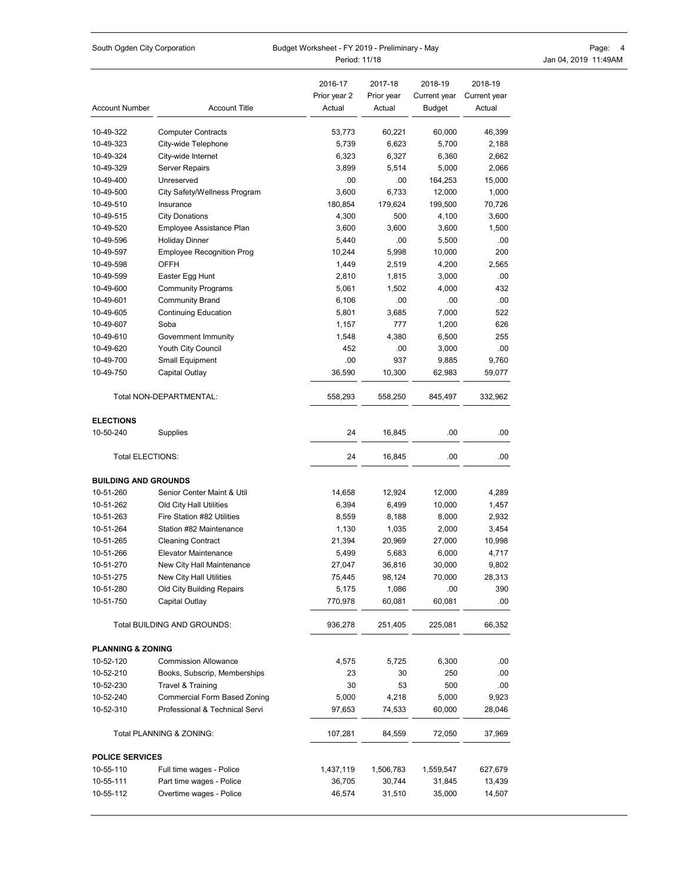| Account Number | Account Title | 2016-17 Prior year 2 Actual | 2017-18 Prior year Actual | 2018-19 Current year Budget | 2018-19 Current year Actual |
|---|---|---|---|---|---|
| 10-49-322 | Computer Contracts | 53,773 | 60,221 | 60,000 | 46,399 |
| 10-49-323 | City-wide Telephone | 5,739 | 6,623 | 5,700 | 2,188 |
| 10-49-324 | City-wide Internet | 6,323 | 6,327 | 6,360 | 2,662 |
| 10-49-329 | Server Repairs | 3,899 | 5,514 | 5,000 | 2,066 |
| 10-49-400 | Unreserved | .00 | .00 | 164,253 | 15,000 |
| 10-49-500 | City Safety/Wellness Program | 3,600 | 6,733 | 12,000 | 1,000 |
| 10-49-510 | Insurance | 180,854 | 179,624 | 199,500 | 70,726 |
| 10-49-515 | City Donations | 4,300 | 500 | 4,100 | 3,600 |
| 10-49-520 | Employee Assistance Plan | 3,600 | 3,600 | 3,600 | 1,500 |
| 10-49-596 | Holiday Dinner | 5,440 | .00 | 5,500 | .00 |
| 10-49-597 | Employee Recognition Prog | 10,244 | 5,998 | 10,000 | 200 |
| 10-49-598 | OFFH | 1,449 | 2,519 | 4,200 | 2,565 |
| 10-49-599 | Easter Egg Hunt | 2,810 | 1,815 | 3,000 | .00 |
| 10-49-600 | Community Programs | 5,061 | 1,502 | 4,000 | 432 |
| 10-49-601 | Community Brand | 6,106 | .00 | .00 | .00 |
| 10-49-605 | Continuing Education | 5,801 | 3,685 | 7,000 | 522 |
| 10-49-607 | Soba | 1,157 | 777 | 1,200 | 626 |
| 10-49-610 | Government Immunity | 1,548 | 4,380 | 6,500 | 255 |
| 10-49-620 | Youth City Council | 452 | .00 | 3,000 | .00 |
| 10-49-700 | Small Equipment | .00 | 937 | 9,885 | 9,760 |
| 10-49-750 | Capital Outlay | 36,590 | 10,300 | 62,983 | 59,077 |
| | Total NON-DEPARTMENTAL: | 558,293 | 558,250 | 845,497 | 332,962 |
| **ELECTIONS** | | | | | |
| 10-50-240 | Supplies | 24 | 16,845 | .00 | .00 |
| | Total ELECTIONS: | 24 | 16,845 | .00 | .00 |
| **BUILDING AND GROUNDS** | | | | | |
| 10-51-260 | Senior Center Maint & Util | 14,658 | 12,924 | 12,000 | 4,289 |
| 10-51-262 | Old City Hall Utilities | 6,394 | 6,499 | 10,000 | 1,457 |
| 10-51-263 | Fire Station #82 Utilities | 8,559 | 8,188 | 8,000 | 2,932 |
| 10-51-264 | Station #82 Maintenance | 1,130 | 1,035 | 2,000 | 3,454 |
| 10-51-265 | Cleaning Contract | 21,394 | 20,969 | 27,000 | 10,998 |
| 10-51-266 | Elevator Maintenance | 5,499 | 5,683 | 6,000 | 4,717 |
| 10-51-270 | New City Hall Maintenance | 27,047 | 36,816 | 30,000 | 9,802 |
| 10-51-275 | New City Hall Utilities | 75,445 | 98,124 | 70,000 | 28,313 |
| 10-51-280 | Old City Building Repairs | 5,175 | 1,086 | .00 | 390 |
| 10-51-750 | Capital Outlay | 770,978 | 60,081 | 60,081 | .00 |
| | Total BUILDING AND GROUNDS: | 936,278 | 251,405 | 225,081 | 66,352 |
| **PLANNING & ZONING** | | | | | |
| 10-52-120 | Commission Allowance | 4,575 | 5,725 | 6,300 | .00 |
| 10-52-210 | Books, Subscrip, Memberships | 23 | 30 | 250 | .00 |
| 10-52-230 | Travel & Training | 30 | 53 | 500 | .00 |
| 10-52-240 | Commercial Form Based Zoning | 5,000 | 4,218 | 5,000 | 9,923 |
| 10-52-310 | Professional & Technical Servi | 97,653 | 74,533 | 60,000 | 28,046 |
| | Total PLANNING & ZONING: | 107,281 | 84,559 | 72,050 | 37,969 |
| **POLICE SERVICES** | | | | | |
| 10-55-110 | Full time wages - Police | 1,437,119 | 1,506,783 | 1,559,547 | 627,679 |
| 10-55-111 | Part time wages - Police | 36,705 | 30,744 | 31,845 | 13,439 |
| 10-55-112 | Overtime wages - Police | 46,574 | 31,510 | 35,000 | 14,507 |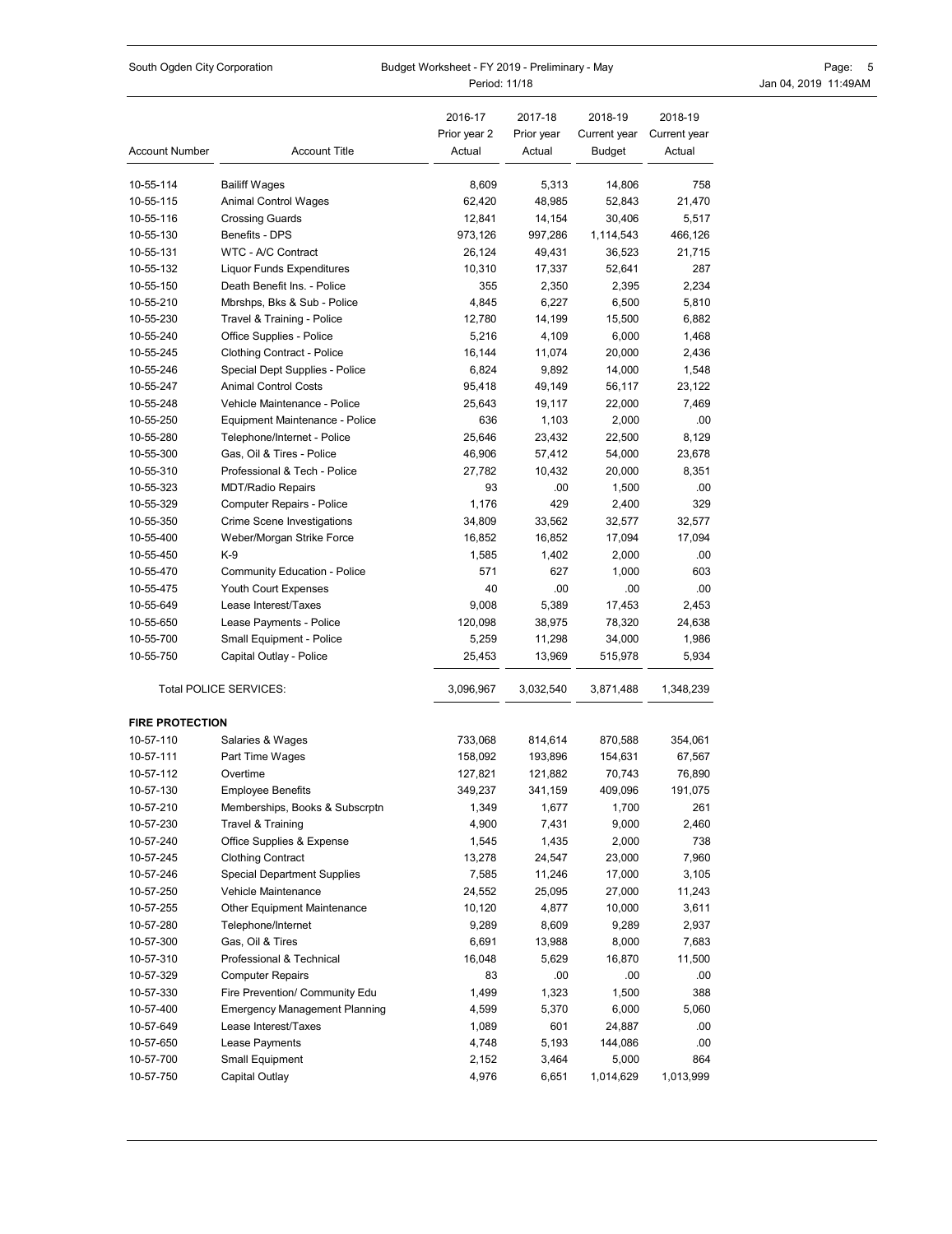| Account Number | Account Title | 2016-17 Prior year 2 Actual | 2017-18 Prior year Actual | 2018-19 Current year Budget | 2018-19 Current year Actual |
|---|---|---|---|---|---|
| 10-55-114 | Bailiff Wages | 8,609 | 5,313 | 14,806 | 758 |
| 10-55-115 | Animal Control Wages | 62,420 | 48,985 | 52,843 | 21,470 |
| 10-55-116 | Crossing Guards | 12,841 | 14,154 | 30,406 | 5,517 |
| 10-55-130 | Benefits - DPS | 973,126 | 997,286 | 1,114,543 | 466,126 |
| 10-55-131 | WTC - A/C Contract | 26,124 | 49,431 | 36,523 | 21,715 |
| 10-55-132 | Liquor Funds Expenditures | 10,310 | 17,337 | 52,641 | 287 |
| 10-55-150 | Death Benefit Ins. - Police | 355 | 2,350 | 2,395 | 2,234 |
| 10-55-210 | Mbrshps, Bks & Sub - Police | 4,845 | 6,227 | 6,500 | 5,810 |
| 10-55-230 | Travel & Training - Police | 12,780 | 14,199 | 15,500 | 6,882 |
| 10-55-240 | Office Supplies - Police | 5,216 | 4,109 | 6,000 | 1,468 |
| 10-55-245 | Clothing Contract - Police | 16,144 | 11,074 | 20,000 | 2,436 |
| 10-55-246 | Special Dept Supplies - Police | 6,824 | 9,892 | 14,000 | 1,548 |
| 10-55-247 | Animal Control Costs | 95,418 | 49,149 | 56,117 | 23,122 |
| 10-55-248 | Vehicle Maintenance - Police | 25,643 | 19,117 | 22,000 | 7,469 |
| 10-55-250 | Equipment Maintenance - Police | 636 | 1,103 | 2,000 | .00 |
| 10-55-280 | Telephone/Internet - Police | 25,646 | 23,432 | 22,500 | 8,129 |
| 10-55-300 | Gas, Oil & Tires - Police | 46,906 | 57,412 | 54,000 | 23,678 |
| 10-55-310 | Professional & Tech - Police | 27,782 | 10,432 | 20,000 | 8,351 |
| 10-55-323 | MDT/Radio Repairs | 93 | .00 | 1,500 | .00 |
| 10-55-329 | Computer Repairs - Police | 1,176 | 429 | 2,400 | 329 |
| 10-55-350 | Crime Scene Investigations | 34,809 | 33,562 | 32,577 | 32,577 |
| 10-55-400 | Weber/Morgan Strike Force | 16,852 | 16,852 | 17,094 | 17,094 |
| 10-55-450 | K-9 | 1,585 | 1,402 | 2,000 | .00 |
| 10-55-470 | Community Education - Police | 571 | 627 | 1,000 | 603 |
| 10-55-475 | Youth Court Expenses | 40 | .00 | .00 | .00 |
| 10-55-649 | Lease Interest/Taxes | 9,008 | 5,389 | 17,453 | 2,453 |
| 10-55-650 | Lease Payments - Police | 120,098 | 38,975 | 78,320 | 24,638 |
| 10-55-700 | Small Equipment - Police | 5,259 | 11,298 | 34,000 | 1,986 |
| 10-55-750 | Capital Outlay - Police | 25,453 | 13,969 | 515,978 | 5,934 |
| | Total POLICE SERVICES: | 3,096,967 | 3,032,540 | 3,871,488 | 1,348,239 |
| **FIRE PROTECTION** | | | | | |
| 10-57-110 | Salaries & Wages | 733,068 | 814,614 | 870,588 | 354,061 |
| 10-57-111 | Part Time Wages | 158,092 | 193,896 | 154,631 | 67,567 |
| 10-57-112 | Overtime | 127,821 | 121,882 | 70,743 | 76,890 |
| 10-57-130 | Employee Benefits | 349,237 | 341,159 | 409,096 | 191,075 |
| 10-57-210 | Memberships, Books & Subscrptn | 1,349 | 1,677 | 1,700 | 261 |
| 10-57-230 | Travel & Training | 4,900 | 7,431 | 9,000 | 2,460 |
| 10-57-240 | Office Supplies & Expense | 1,545 | 1,435 | 2,000 | 738 |
| 10-57-245 | Clothing Contract | 13,278 | 24,547 | 23,000 | 7,960 |
| 10-57-246 | Special Department Supplies | 7,585 | 11,246 | 17,000 | 3,105 |
| 10-57-250 | Vehicle Maintenance | 24,552 | 25,095 | 27,000 | 11,243 |
| 10-57-255 | Other Equipment Maintenance | 10,120 | 4,877 | 10,000 | 3,611 |
| 10-57-280 | Telephone/Internet | 9,289 | 8,609 | 9,289 | 2,937 |
| 10-57-300 | Gas, Oil & Tires | 6,691 | 13,988 | 8,000 | 7,683 |
| 10-57-310 | Professional & Technical | 16,048 | 5,629 | 16,870 | 11,500 |
| 10-57-329 | Computer Repairs | 83 | .00 | .00 | .00 |
| 10-57-330 | Fire Prevention/ Community Edu | 1,499 | 1,323 | 1,500 | 388 |
| 10-57-400 | Emergency Management Planning | 4,599 | 5,370 | 6,000 | 5,060 |
| 10-57-649 | Lease Interest/Taxes | 1,089 | 601 | 24,887 | .00 |
| 10-57-650 | Lease Payments | 4,748 | 5,193 | 144,086 | .00 |
| 10-57-700 | Small Equipment | 2,152 | 3,464 | 5,000 | 864 |
| 10-57-750 | Capital Outlay | 4,976 | 6,651 | 1,014,629 | 1,013,999 |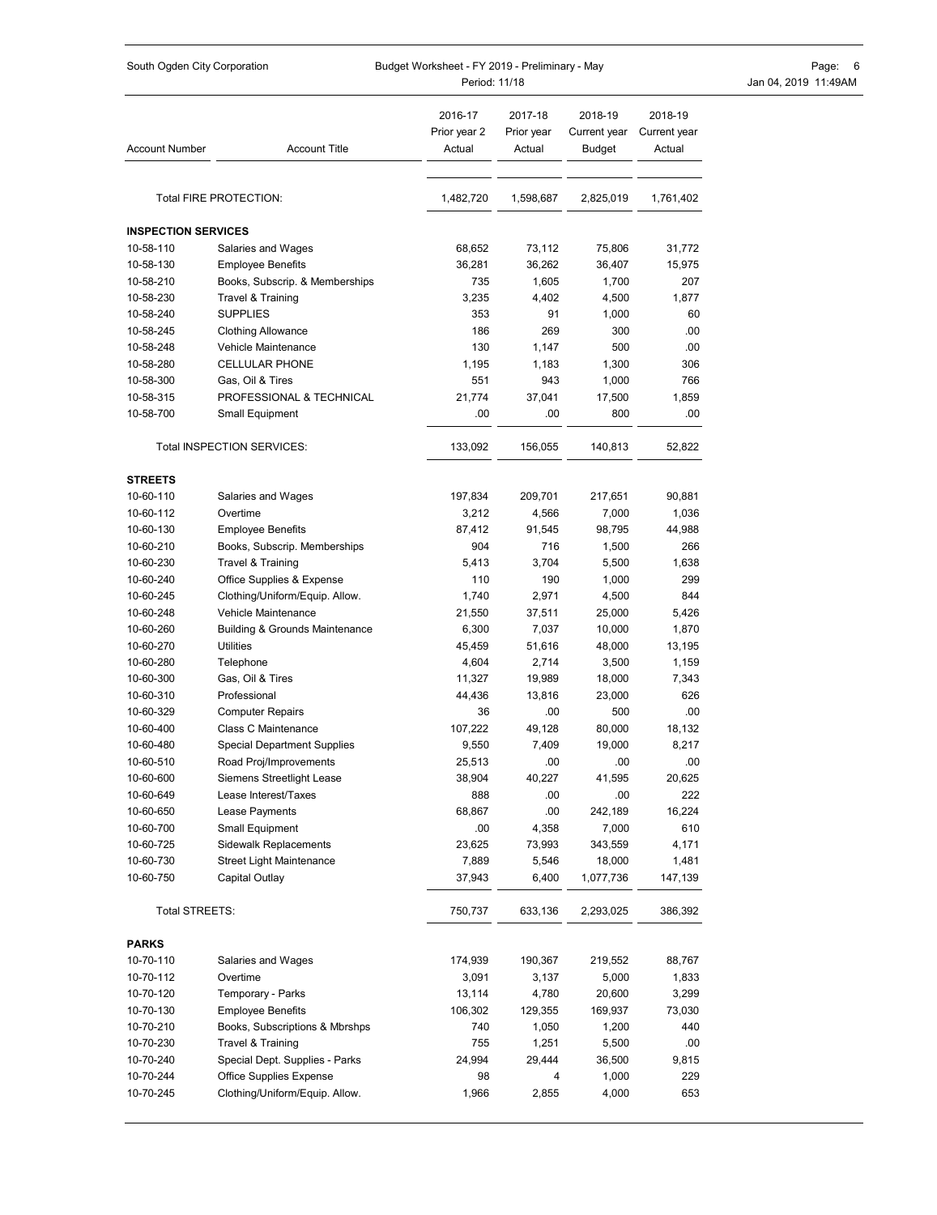| Account Number | Account Title | 2016-17 Prior year 2 Actual | 2017-18 Prior year Actual | 2018-19 Current year Budget | 2018-19 Current year Actual |
|---|---|---|---|---|---|
| | Total FIRE PROTECTION: | 1,482,720 | 1,598,687 | 2,825,019 | 1,761,402 |
| **INSPECTION SERVICES** | | | | | |
| 10-58-110 | Salaries and Wages | 68,652 | 73,112 | 75,806 | 31,772 |
| 10-58-130 | Employee Benefits | 36,281 | 36,262 | 36,407 | 15,975 |
| 10-58-210 | Books, Subscrip. & Memberships | 735 | 1,605 | 1,700 | 207 |
| 10-58-230 | Travel & Training | 3,235 | 4,402 | 4,500 | 1,877 |
| 10-58-240 | SUPPLIES | 353 | 91 | 1,000 | 60 |
| 10-58-245 | Clothing Allowance | 186 | 269 | 300 | .00 |
| 10-58-248 | Vehicle Maintenance | 130 | 1,147 | 500 | .00 |
| 10-58-280 | CELLULAR PHONE | 1,195 | 1,183 | 1,300 | 306 |
| 10-58-300 | Gas, Oil & Tires | 551 | 943 | 1,000 | 766 |
| 10-58-315 | PROFESSIONAL & TECHNICAL | 21,774 | 37,041 | 17,500 | 1,859 |
| 10-58-700 | Small Equipment | .00 | .00 | 800 | .00 |
| | Total INSPECTION SERVICES: | 133,092 | 156,055 | 140,813 | 52,822 |
| **STREETS** | | | | | |
| 10-60-110 | Salaries and Wages | 197,834 | 209,701 | 217,651 | 90,881 |
| 10-60-112 | Overtime | 3,212 | 4,566 | 7,000 | 1,036 |
| 10-60-130 | Employee Benefits | 87,412 | 91,545 | 98,795 | 44,988 |
| 10-60-210 | Books, Subscrip. Memberships | 904 | 716 | 1,500 | 266 |
| 10-60-230 | Travel & Training | 5,413 | 3,704 | 5,500 | 1,638 |
| 10-60-240 | Office Supplies & Expense | 110 | 190 | 1,000 | 299 |
| 10-60-245 | Clothing/Uniform/Equip. Allow. | 1,740 | 2,971 | 4,500 | 844 |
| 10-60-248 | Vehicle Maintenance | 21,550 | 37,511 | 25,000 | 5,426 |
| 10-60-260 | Building & Grounds Maintenance | 6,300 | 7,037 | 10,000 | 1,870 |
| 10-60-270 | Utilities | 45,459 | 51,616 | 48,000 | 13,195 |
| 10-60-280 | Telephone | 4,604 | 2,714 | 3,500 | 1,159 |
| 10-60-300 | Gas, Oil & Tires | 11,327 | 19,989 | 18,000 | 7,343 |
| 10-60-310 | Professional | 44,436 | 13,816 | 23,000 | 626 |
| 10-60-329 | Computer Repairs | 36 | .00 | 500 | .00 |
| 10-60-400 | Class C Maintenance | 107,222 | 49,128 | 80,000 | 18,132 |
| 10-60-480 | Special Department Supplies | 9,550 | 7,409 | 19,000 | 8,217 |
| 10-60-510 | Road Proj/Improvements | 25,513 | .00 | .00 | .00 |
| 10-60-600 | Siemens Streetlight Lease | 38,904 | 40,227 | 41,595 | 20,625 |
| 10-60-649 | Lease Interest/Taxes | 888 | .00 | .00 | 222 |
| 10-60-650 | Lease Payments | 68,867 | .00 | 242,189 | 16,224 |
| 10-60-700 | Small Equipment | .00 | 4,358 | 7,000 | 610 |
| 10-60-725 | Sidewalk Replacements | 23,625 | 73,993 | 343,559 | 4,171 |
| 10-60-730 | Street Light Maintenance | 7,889 | 5,546 | 18,000 | 1,481 |
| 10-60-750 | Capital Outlay | 37,943 | 6,400 | 1,077,736 | 147,139 |
| | Total STREETS: | 750,737 | 633,136 | 2,293,025 | 386,392 |
| **PARKS** | | | | | |
| 10-70-110 | Salaries and Wages | 174,939 | 190,367 | 219,552 | 88,767 |
| 10-70-112 | Overtime | 3,091 | 3,137 | 5,000 | 1,833 |
| 10-70-120 | Temporary - Parks | 13,114 | 4,780 | 20,600 | 3,299 |
| 10-70-130 | Employee Benefits | 106,302 | 129,355 | 169,937 | 73,030 |
| 10-70-210 | Books, Subscriptions & Mbrshps | 740 | 1,050 | 1,200 | 440 |
| 10-70-230 | Travel & Training | 755 | 1,251 | 5,500 | .00 |
| 10-70-240 | Special Dept. Supplies - Parks | 24,994 | 29,444 | 36,500 | 9,815 |
| 10-70-244 | Office Supplies Expense | 98 | 4 | 1,000 | 229 |
| 10-70-245 | Clothing/Uniform/Equip. Allow. | 1,966 | 2,855 | 4,000 | 653 |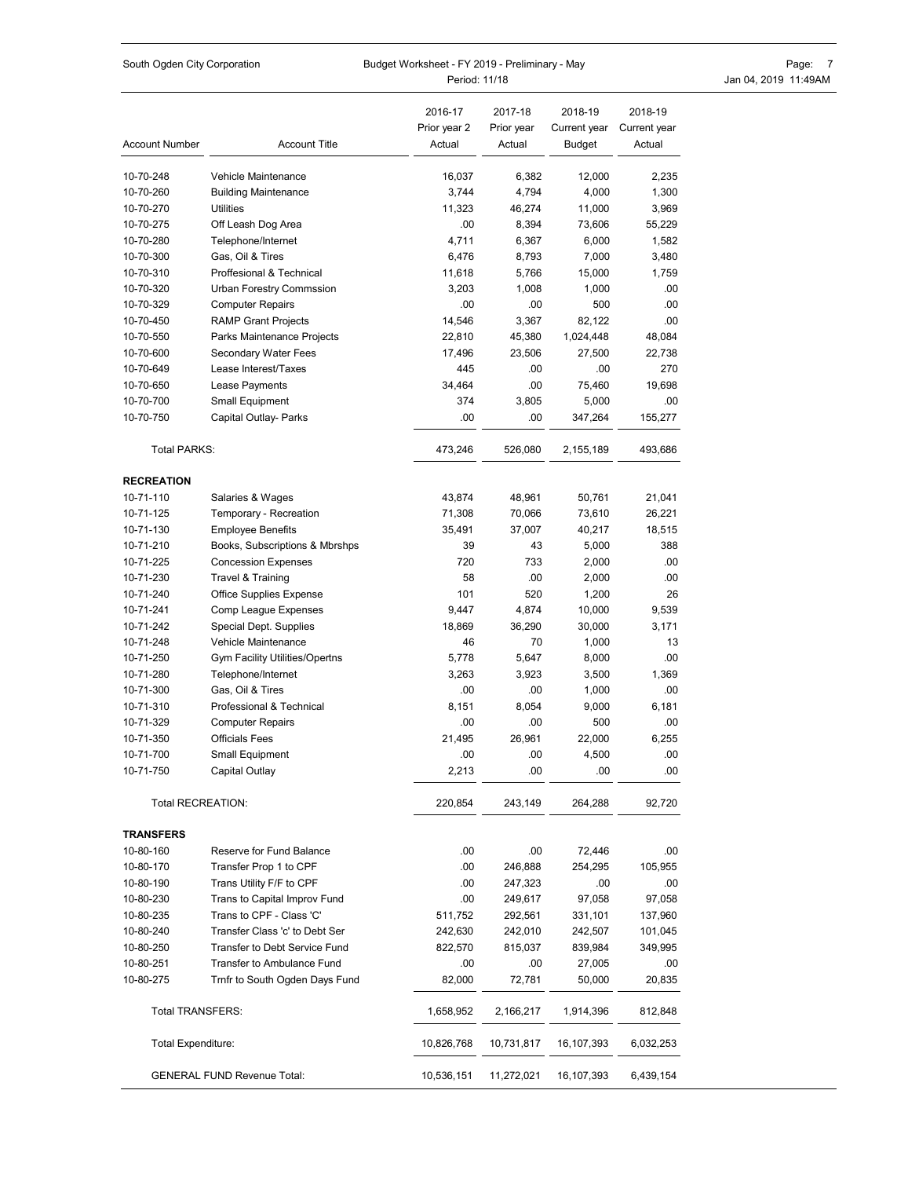| Account Number | Account Title | 2016-17 Prior year 2 Actual | 2017-18 Prior year Actual | 2018-19 Current year Budget | 2018-19 Current year Actual |
|---|---|---|---|---|---|
| 10-70-248 | Vehicle Maintenance | 16,037 | 6,382 | 12,000 | 2,235 |
| 10-70-260 | Building Maintenance | 3,744 | 4,794 | 4,000 | 1,300 |
| 10-70-270 | Utilities | 11,323 | 46,274 | 11,000 | 3,969 |
| 10-70-275 | Off Leash Dog Area | .00 | 8,394 | 73,606 | 55,229 |
| 10-70-280 | Telephone/Internet | 4,711 | 6,367 | 6,000 | 1,582 |
| 10-70-300 | Gas, Oil & Tires | 6,476 | 8,793 | 7,000 | 3,480 |
| 10-70-310 | Proffesional & Technical | 11,618 | 5,766 | 15,000 | 1,759 |
| 10-70-320 | Urban Forestry Commssion | 3,203 | 1,008 | 1,000 | .00 |
| 10-70-329 | Computer Repairs | .00 | .00 | 500 | .00 |
| 10-70-450 | RAMP Grant Projects | 14,546 | 3,367 | 82,122 | .00 |
| 10-70-550 | Parks Maintenance Projects | 22,810 | 45,380 | 1,024,448 | 48,084 |
| 10-70-600 | Secondary Water Fees | 17,496 | 23,506 | 27,500 | 22,738 |
| 10-70-649 | Lease Interest/Taxes | 445 | .00 | .00 | 270 |
| 10-70-650 | Lease Payments | 34,464 | .00 | 75,460 | 19,698 |
| 10-70-700 | Small Equipment | 374 | 3,805 | 5,000 | .00 |
| 10-70-750 | Capital Outlay- Parks | .00 | .00 | 347,264 | 155,277 |
| Total PARKS: | | 473,246 | 526,080 | 2,155,189 | 493,686 |
| **RECREATION** | | | | | |
| 10-71-110 | Salaries & Wages | 43,874 | 48,961 | 50,761 | 21,041 |
| 10-71-125 | Temporary - Recreation | 71,308 | 70,066 | 73,610 | 26,221 |
| 10-71-130 | Employee Benefits | 35,491 | 37,007 | 40,217 | 18,515 |
| 10-71-210 | Books, Subscriptions & Mbrshps | 39 | 43 | 5,000 | 388 |
| 10-71-225 | Concession Expenses | 720 | 733 | 2,000 | .00 |
| 10-71-230 | Travel & Training | 58 | .00 | 2,000 | .00 |
| 10-71-240 | Office Supplies Expense | 101 | 520 | 1,200 | 26 |
| 10-71-241 | Comp League Expenses | 9,447 | 4,874 | 10,000 | 9,539 |
| 10-71-242 | Special Dept. Supplies | 18,869 | 36,290 | 30,000 | 3,171 |
| 10-71-248 | Vehicle Maintenance | 46 | 70 | 1,000 | 13 |
| 10-71-250 | Gym Facility Utilities/Opertns | 5,778 | 5,647 | 8,000 | .00 |
| 10-71-280 | Telephone/Internet | 3,263 | 3,923 | 3,500 | 1,369 |
| 10-71-300 | Gas, Oil & Tires | .00 | .00 | 1,000 | .00 |
| 10-71-310 | Professional & Technical | 8,151 | 8,054 | 9,000 | 6,181 |
| 10-71-329 | Computer Repairs | .00 | .00 | 500 | .00 |
| 10-71-350 | Officials Fees | 21,495 | 26,961 | 22,000 | 6,255 |
| 10-71-700 | Small Equipment | .00 | .00 | 4,500 | .00 |
| 10-71-750 | Capital Outlay | 2,213 | .00 | .00 | .00 |
| Total RECREATION: | | 220,854 | 243,149 | 264,288 | 92,720 |
| **TRANSFERS** | | | | | |
| 10-80-160 | Reserve for Fund Balance | .00 | .00 | 72,446 | .00 |
| 10-80-170 | Transfer Prop 1 to CPF | .00 | 246,888 | 254,295 | 105,955 |
| 10-80-190 | Trans Utility F/F to CPF | .00 | 247,323 | .00 | .00 |
| 10-80-230 | Trans to Capital Improv Fund | .00 | 249,617 | 97,058 | 97,058 |
| 10-80-235 | Trans to CPF - Class 'C' | 511,752 | 292,561 | 331,101 | 137,960 |
| 10-80-240 | Transfer Class 'c' to Debt Ser | 242,630 | 242,010 | 242,507 | 101,045 |
| 10-80-250 | Transfer to Debt Service Fund | 822,570 | 815,037 | 839,984 | 349,995 |
| 10-80-251 | Transfer to Ambulance Fund | .00 | .00 | 27,005 | .00 |
| 10-80-275 | Trnfr to South Ogden Days Fund | 82,000 | 72,781 | 50,000 | 20,835 |
| Total TRANSFERS: | | 1,658,952 | 2,166,217 | 1,914,396 | 812,848 |
| Total Expenditure: | | 10,826,768 | 10,731,817 | 16,107,393 | 6,032,253 |
| GENERAL FUND Revenue Total: | | 10,536,151 | 11,272,021 | 16,107,393 | 6,439,154 |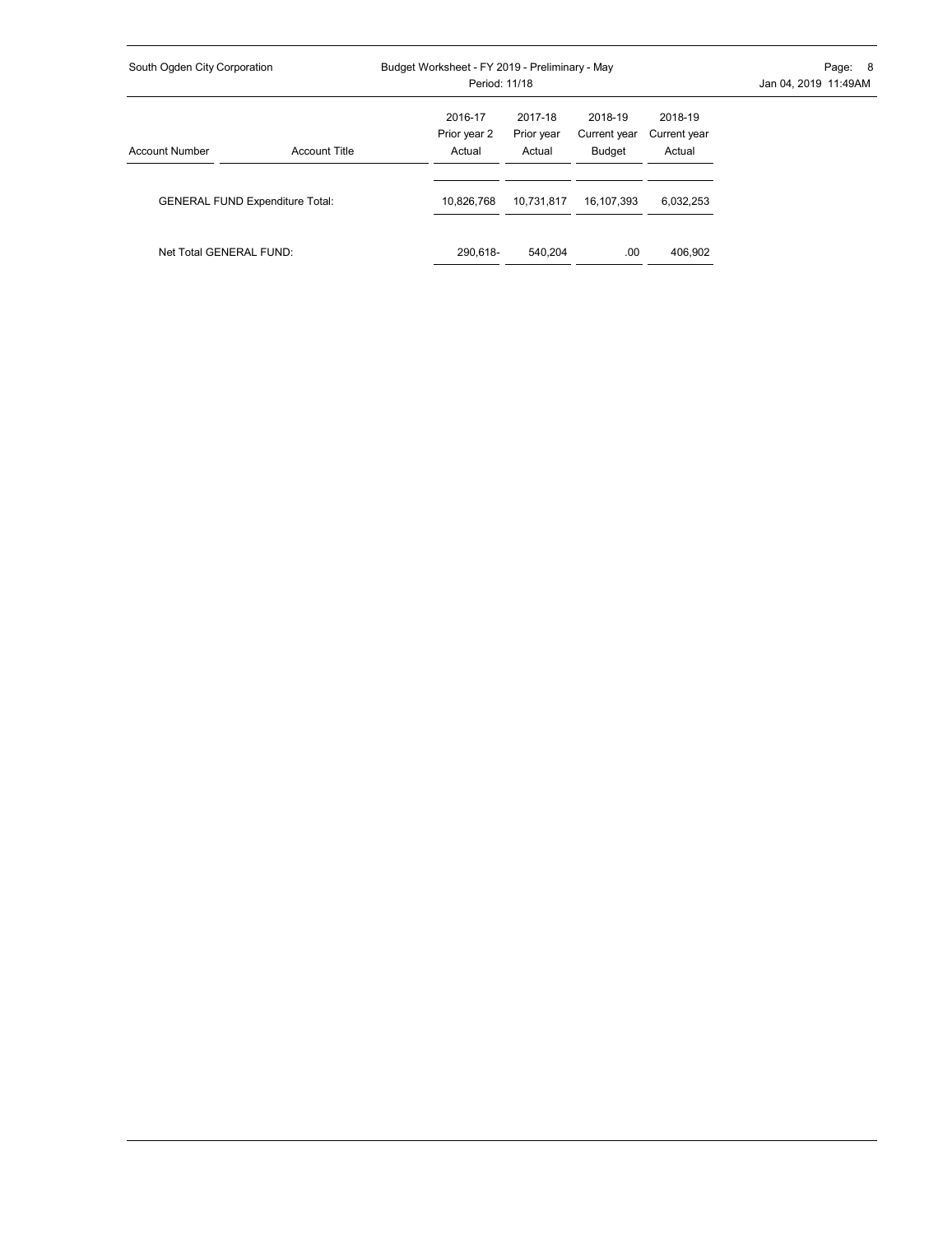| Account Number | Account Title | 2016-17 Prior year 2 Actual | 2017-18 Prior year Actual | 2018-19 Current year Budget | 2018-19 Current year Actual |
|---|---|---|---|---|---|
| GENERAL FUND Expenditure Total: | | 10,826,768 | 10,731,817 | 16,107,393 | 6,032,253 |
| Net Total GENERAL FUND: | | 290,618- | 540,204 | .00 | 406,902 |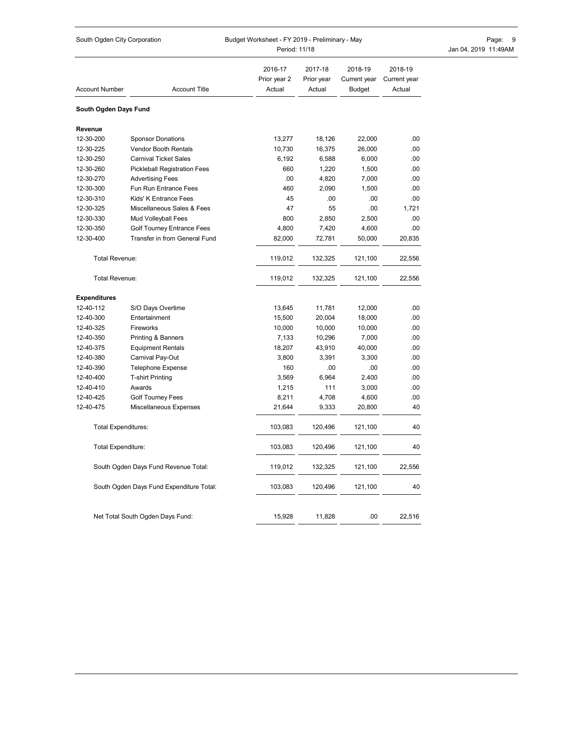South Ogden City Corporation

Budget Worksheet - FY 2019 - Preliminary - May

Period: 11/18

| Account Number | Account Title | 2016-17 Prior year 2 Actual | 2017-18 Prior year Actual | 2018-19 Current year Budget | 2018-19 Current year Actual |
|---|---|---|---|---|---|
| **South Ogden Days Fund** | | | | | |
| **Revenue** | | | | | |
| 12-30-200 | Sponsor Donations | 13,277 | 18,126 | 22,000 | .00 |
| 12-30-225 | Vendor Booth Rentals | 10,730 | 16,375 | 26,000 | .00 |
| 12-30-250 | Carnival Ticket Sales | 6,192 | 6,588 | 6,000 | .00 |
| 12-30-260 | Pickleball Registration Fees | 660 | 1,220 | 1,500 | .00 |
| 12-30-270 | Advertising Fees | .00 | 4,820 | 7,000 | .00 |
| 12-30-300 | Fun Run Entrance Fees | 460 | 2,090 | 1,500 | .00 |
| 12-30-310 | Kids' K Entrance Fees | 45 | .00 | .00 | .00 |
| 12-30-325 | Miscellaneous Sales & Fees | 47 | 55 | .00 | 1,721 |
| 12-30-330 | Mud Volleyball Fees | 800 | 2,850 | 2,500 | .00 |
| 12-30-350 | Golf Tourney Entrance Fees | 4,800 | 7,420 | 4,600 | .00 |
| 12-30-400 | Transfer in from General Fund | 82,000 | 72,781 | 50,000 | 20,835 |
| | Total Revenue: | 119,012 | 132,325 | 121,100 | 22,556 |
| | Total Revenue: | 119,012 | 132,325 | 121,100 | 22,556 |
| **Expenditures** | | | | | |
| 12-40-112 | S/O Days Overtime | 13,645 | 11,781 | 12,000 | .00 |
| 12-40-300 | Entertainment | 15,500 | 20,004 | 18,000 | .00 |
| 12-40-325 | Fireworks | 10,000 | 10,000 | 10,000 | .00 |
| 12-40-350 | Printing & Banners | 7,133 | 10,296 | 7,000 | .00 |
| 12-40-375 | Equipment Rentals | 18,207 | 43,910 | 40,000 | .00 |
| 12-40-380 | Carnival Pay-Out | 3,800 | 3,391 | 3,300 | .00 |
| 12-40-390 | Telephone Expense | 160 | .00 | .00 | .00 |
| 12-40-400 | T-shirt Printing | 3,569 | 6,964 | 2,400 | .00 |
| 12-40-410 | Awards | 1,215 | 111 | 3,000 | .00 |
| 12-40-425 | Golf Tourney Fees | 8,211 | 4,708 | 4,600 | .00 |
| 12-40-475 | Miscellaneous Expenses | 21,644 | 9,333 | 20,800 | 40 |
| | Total Expenditures: | 103,083 | 120,496 | 121,100 | 40 |
| | Total Expenditure: | 103,083 | 120,496 | 121,100 | 40 |
| | South Ogden Days Fund Revenue Total: | 119,012 | 132,325 | 121,100 | 22,556 |
| | South Ogden Days Fund Expenditure Total: | 103,083 | 120,496 | 121,100 | 40 |
| | Net Total South Ogden Days Fund: | 15,928 | 11,828 | .00 | 22,516 |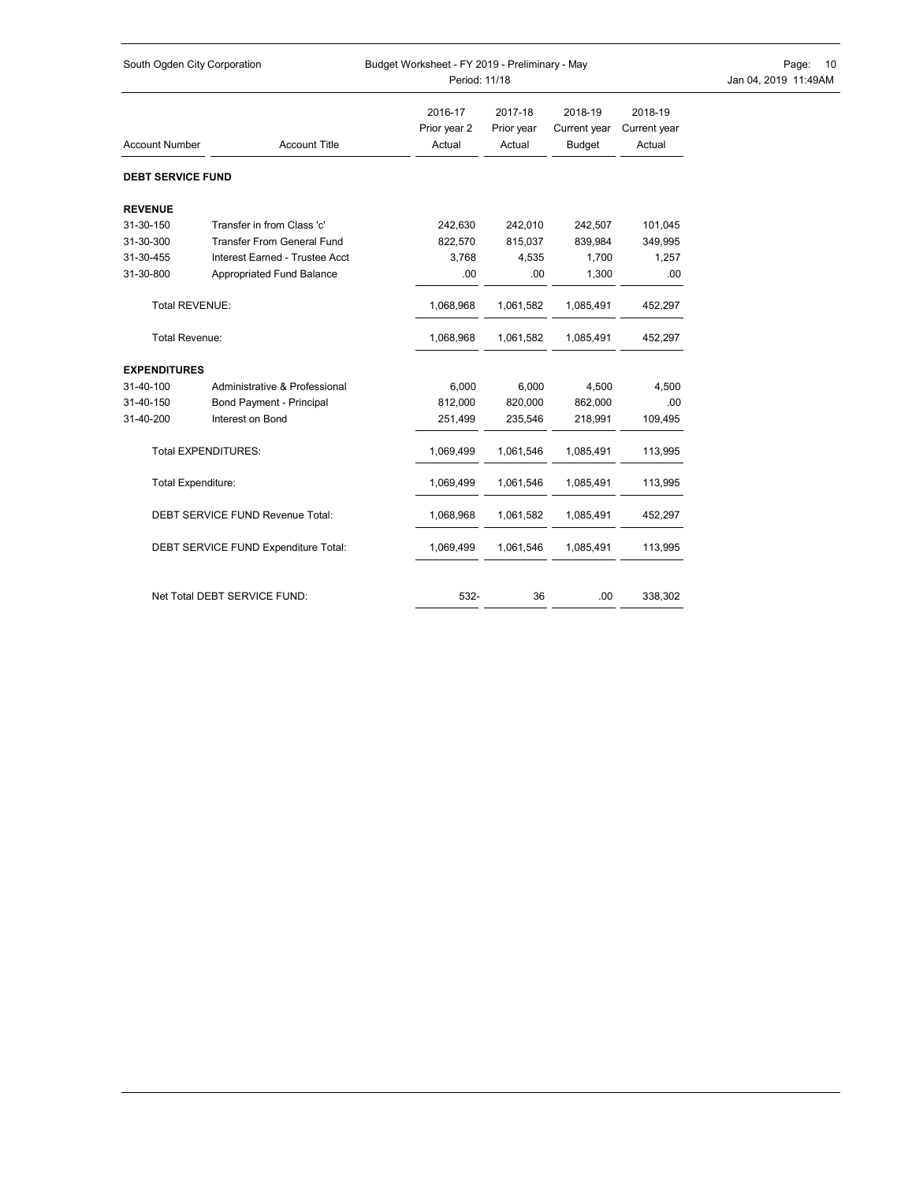| Account Number | Account Title | 2016-17 Prior year 2 Actual | 2017-18 Prior year Actual | 2018-19 Current year Budget | 2018-19 Current year Actual |
|---|---|---|---|---|---|
| **DEBT SERVICE FUND** | | | | | |
| **REVENUE** | | | | | |
| 31-30-150 | Transfer in from Class 'c' | 242,630 | 242,010 | 242,507 | 101,045 |
| 31-30-300 | Transfer From General Fund | 822,570 | 815,037 | 839,984 | 349,995 |
| 31-30-455 | Interest Earned - Trustee Acct | 3,768 | 4,535 | 1,700 | 1,257 |
| 31-30-800 | Appropriated Fund Balance | .00 | .00 | 1,300 | .00 |
| Total REVENUE: | | 1,068,968 | 1,061,582 | 1,085,491 | 452,297 |
| Total Revenue: | | 1,068,968 | 1,061,582 | 1,085,491 | 452,297 |
| **EXPENDITURES** | | | | | |
| 31-40-100 | Administrative & Professional | 6,000 | 6,000 | 4,500 | 4,500 |
| 31-40-150 | Bond Payment - Principal | 812,000 | 820,000 | 862,000 | .00 |
| 31-40-200 | Interest on Bond | 251,499 | 235,546 | 218,991 | 109,495 |
| Total EXPENDITURES: | | 1,069,499 | 1,061,546 | 1,085,491 | 113,995 |
| Total Expenditure: | | 1,069,499 | 1,061,546 | 1,085,491 | 113,995 |
| DEBT SERVICE FUND Revenue Total: | | 1,068,968 | 1,061,582 | 1,085,491 | 452,297 |
| DEBT SERVICE FUND Expenditure Total: | | 1,069,499 | 1,061,546 | 1,085,491 | 113,995 |
| Net Total DEBT SERVICE FUND: | | 532- | 36 | .00 | 338,302 |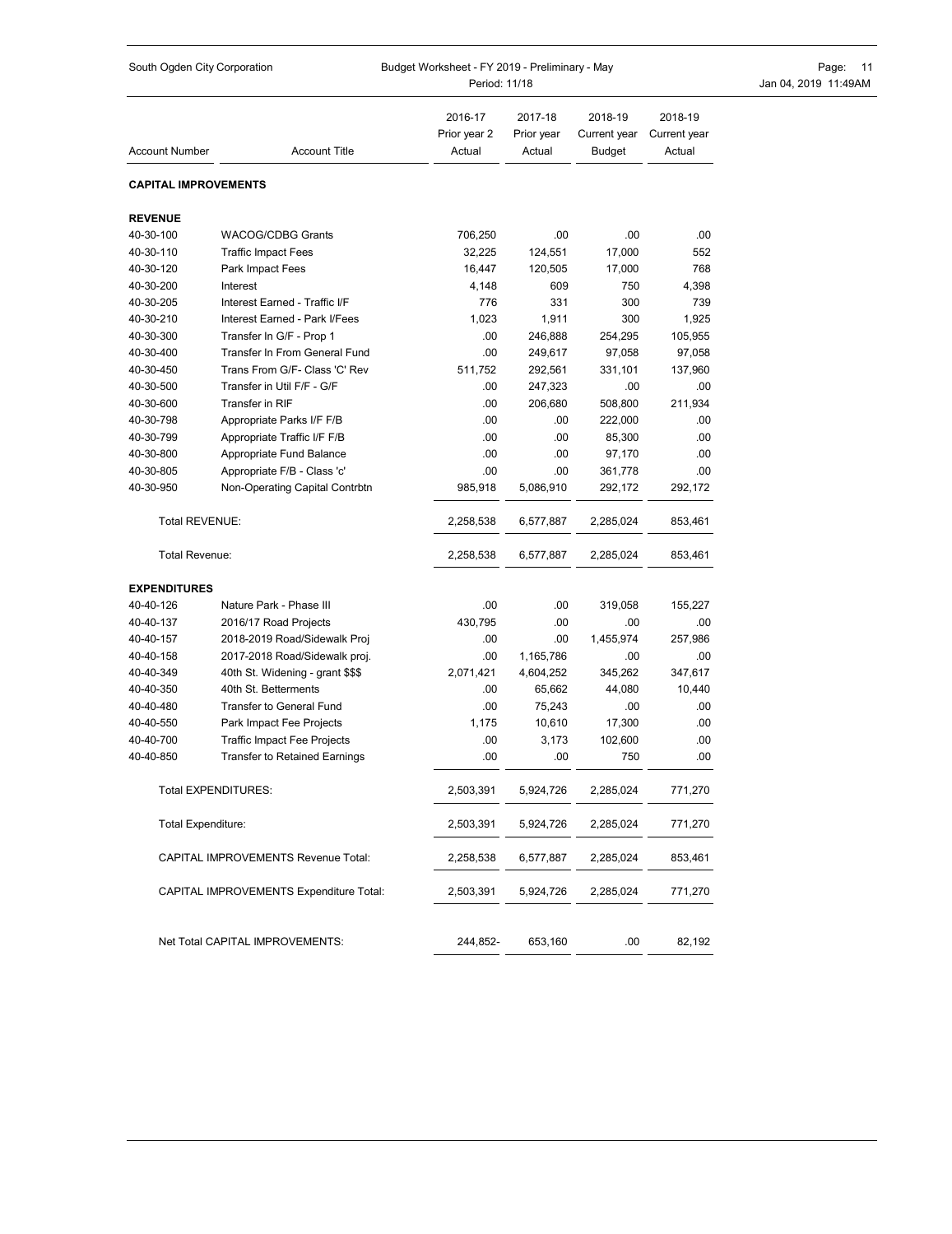## CAPITAL IMPROVEMENTS

| Account Number | Account Title | 2016-17 Prior year 2 Actual | 2017-18 Prior year Actual | 2018-19 Current year Budget | 2018-19 Current year Actual |
|---|---|---|---|---|---|
| **REVENUE** | | | | | |
| 40-30-100 | WACOG/CDBG Grants | 706,250 | .00 | .00 | .00 |
| 40-30-110 | Traffic Impact Fees | 32,225 | 124,551 | 17,000 | 552 |
| 40-30-120 | Park Impact Fees | 16,447 | 120,505 | 17,000 | 768 |
| 40-30-200 | Interest | 4,148 | 609 | 750 | 4,398 |
| 40-30-205 | Interest Earned - Traffic I/F | 776 | 331 | 300 | 739 |
| 40-30-210 | Interest Earned - Park I/Fees | 1,023 | 1,911 | 300 | 1,925 |
| 40-30-300 | Transfer In G/F - Prop 1 | .00 | 246,888 | 254,295 | 105,955 |
| 40-30-400 | Transfer In From General Fund | .00 | 249,617 | 97,058 | 97,058 |
| 40-30-450 | Trans From G/F- Class 'C' Rev | 511,752 | 292,561 | 331,101 | 137,960 |
| 40-30-500 | Transfer in Util F/F - G/F | .00 | 247,323 | .00 | .00 |
| 40-30-600 | Transfer in RIF | .00 | 206,680 | 508,800 | 211,934 |
| 40-30-798 | Appropriate Parks I/F F/B | .00 | .00 | 222,000 | .00 |
| 40-30-799 | Appropriate Traffic I/F F/B | .00 | .00 | 85,300 | .00 |
| 40-30-800 | Appropriate Fund Balance | .00 | .00 | 97,170 | .00 |
| 40-30-805 | Appropriate F/B - Class 'c' | .00 | .00 | 361,778 | .00 |
| 40-30-950 | Non-Operating Capital Contrbtn | 985,918 | 5,086,910 | 292,172 | 292,172 |
| Total REVENUE: | | 2,258,538 | 6,577,887 | 2,285,024 | 853,461 |
| Total Revenue: | | 2,258,538 | 6,577,887 | 2,285,024 | 853,461 |
| **EXPENDITURES** | | | | | |
| 40-40-126 | Nature Park - Phase III | .00 | .00 | 319,058 | 155,227 |
| 40-40-137 | 2016/17 Road Projects | 430,795 | .00 | .00 | .00 |
| 40-40-157 | 2018-2019 Road/Sidewalk Proj | .00 | .00 | 1,455,974 | 257,986 |
| 40-40-158 | 2017-2018 Road/Sidewalk proj. | .00 | 1,165,786 | .00 | .00 |
| 40-40-349 | 40th St. Widening - grant $$$ | 2,071,421 | 4,604,252 | 345,262 | 347,617 |
| 40-40-350 | 40th St. Betterments | .00 | 65,662 | 44,080 | 10,440 |
| 40-40-480 | Transfer to General Fund | .00 | 75,243 | .00 | .00 |
| 40-40-550 | Park Impact Fee Projects | 1,175 | 10,610 | 17,300 | .00 |
| 40-40-700 | Traffic Impact Fee Projects | .00 | 3,173 | 102,600 | .00 |
| 40-40-850 | Transfer to Retained Earnings | .00 | .00 | 750 | .00 |
| Total EXPENDITURES: | | 2,503,391 | 5,924,726 | 2,285,024 | 771,270 |
| Total Expenditure: | | 2,503,391 | 5,924,726 | 2,285,024 | 771,270 |
| CAPITAL IMPROVEMENTS Revenue Total: | | 2,258,538 | 6,577,887 | 2,285,024 | 853,461 |
| CAPITAL IMPROVEMENTS Expenditure Total: | | 2,503,391 | 5,924,726 | 2,285,024 | 771,270 |
| Net Total CAPITAL IMPROVEMENTS: | | 244,852- | 653,160 | .00 | 82,192 |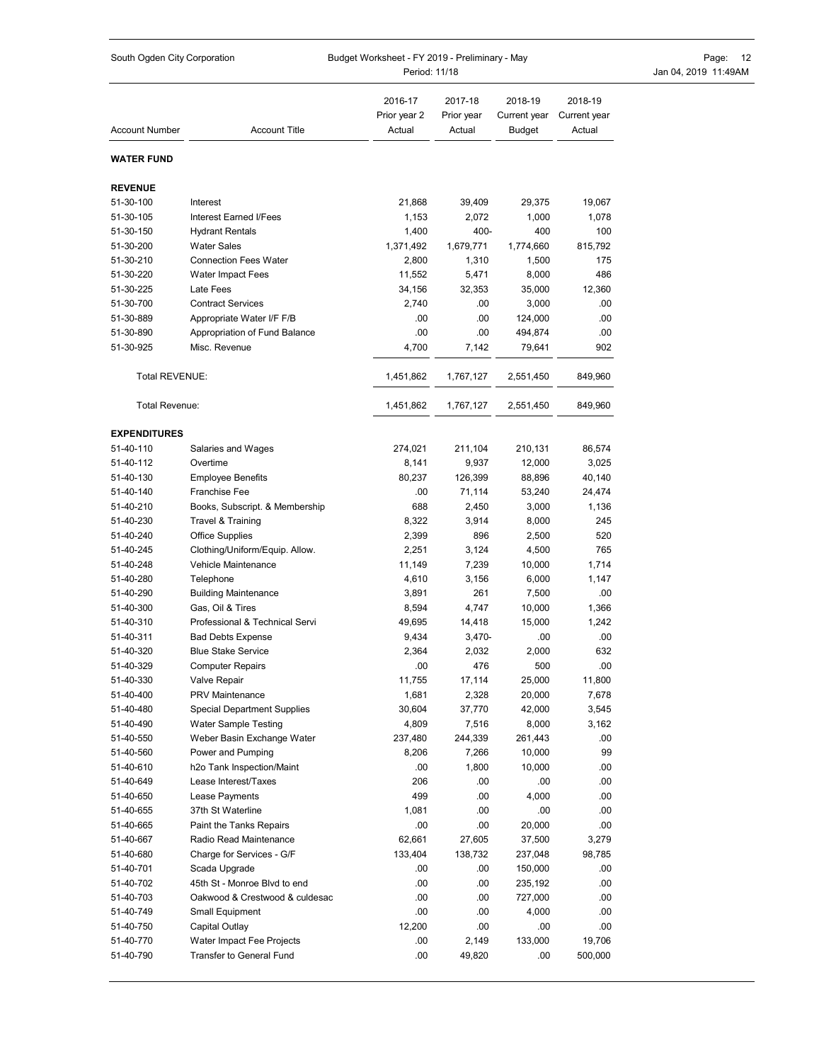South Ogden City Corporation — Budget Worksheet - FY 2019 - Preliminary - May — Period: 11/18

| Account Number | Account Title | 2016-17 Prior year 2 Actual | 2017-18 Prior year Actual | 2018-19 Current year Budget | 2018-19 Current year Actual |
|---|---|---|---|---|---|
| **WATER FUND** | | | | | |
| **REVENUE** | | | | | |
| 51-30-100 | Interest | 21,868 | 39,409 | 29,375 | 19,067 |
| 51-30-105 | Interest Earned I/Fees | 1,153 | 2,072 | 1,000 | 1,078 |
| 51-30-150 | Hydrant Rentals | 1,400 | 400- | 400 | 100 |
| 51-30-200 | Water Sales | 1,371,492 | 1,679,771 | 1,774,660 | 815,792 |
| 51-30-210 | Connection Fees Water | 2,800 | 1,310 | 1,500 | 175 |
| 51-30-220 | Water Impact Fees | 11,552 | 5,471 | 8,000 | 486 |
| 51-30-225 | Late Fees | 34,156 | 32,353 | 35,000 | 12,360 |
| 51-30-700 | Contract Services | 2,740 | .00 | 3,000 | .00 |
| 51-30-889 | Appropriate Water I/F F/B | .00 | .00 | 124,000 | .00 |
| 51-30-890 | Appropriation of Fund Balance | .00 | .00 | 494,874 | .00 |
| 51-30-925 | Misc. Revenue | 4,700 | 7,142 | 79,641 | 902 |
| Total REVENUE: | | 1,451,862 | 1,767,127 | 2,551,450 | 849,960 |
| Total Revenue: | | 1,451,862 | 1,767,127 | 2,551,450 | 849,960 |
| **EXPENDITURES** | | | | | |
| 51-40-110 | Salaries and Wages | 274,021 | 211,104 | 210,131 | 86,574 |
| 51-40-112 | Overtime | 8,141 | 9,937 | 12,000 | 3,025 |
| 51-40-130 | Employee Benefits | 80,237 | 126,399 | 88,896 | 40,140 |
| 51-40-140 | Franchise Fee | .00 | 71,114 | 53,240 | 24,474 |
| 51-40-210 | Books, Subscript. & Membership | 688 | 2,450 | 3,000 | 1,136 |
| 51-40-230 | Travel & Training | 8,322 | 3,914 | 8,000 | 245 |
| 51-40-240 | Office Supplies | 2,399 | 896 | 2,500 | 520 |
| 51-40-245 | Clothing/Uniform/Equip. Allow. | 2,251 | 3,124 | 4,500 | 765 |
| 51-40-248 | Vehicle Maintenance | 11,149 | 7,239 | 10,000 | 1,714 |
| 51-40-280 | Telephone | 4,610 | 3,156 | 6,000 | 1,147 |
| 51-40-290 | Building Maintenance | 3,891 | 261 | 7,500 | .00 |
| 51-40-300 | Gas, Oil & Tires | 8,594 | 4,747 | 10,000 | 1,366 |
| 51-40-310 | Professional & Technical Servi | 49,695 | 14,418 | 15,000 | 1,242 |
| 51-40-311 | Bad Debts Expense | 9,434 | 3,470- | .00 | .00 |
| 51-40-320 | Blue Stake Service | 2,364 | 2,032 | 2,000 | 632 |
| 51-40-329 | Computer Repairs | .00 | 476 | 500 | .00 |
| 51-40-330 | Valve Repair | 11,755 | 17,114 | 25,000 | 11,800 |
| 51-40-400 | PRV Maintenance | 1,681 | 2,328 | 20,000 | 7,678 |
| 51-40-480 | Special Department Supplies | 30,604 | 37,770 | 42,000 | 3,545 |
| 51-40-490 | Water Sample Testing | 4,809 | 7,516 | 8,000 | 3,162 |
| 51-40-550 | Weber Basin Exchange Water | 237,480 | 244,339 | 261,443 | .00 |
| 51-40-560 | Power and Pumping | 8,206 | 7,266 | 10,000 | 99 |
| 51-40-610 | h2o Tank Inspection/Maint | .00 | 1,800 | 10,000 | .00 |
| 51-40-649 | Lease Interest/Taxes | 206 | .00 | .00 | .00 |
| 51-40-650 | Lease Payments | 499 | .00 | 4,000 | .00 |
| 51-40-655 | 37th St Waterline | 1,081 | .00 | .00 | .00 |
| 51-40-665 | Paint the Tanks Repairs | .00 | .00 | 20,000 | .00 |
| 51-40-667 | Radio Read Maintenance | 62,661 | 27,605 | 37,500 | 3,279 |
| 51-40-680 | Charge for Services - G/F | 133,404 | 138,732 | 237,048 | 98,785 |
| 51-40-701 | Scada Upgrade | .00 | .00 | 150,000 | .00 |
| 51-40-702 | 45th St - Monroe Blvd to end | .00 | .00 | 235,192 | .00 |
| 51-40-703 | Oakwood & Crestwood & culdesac | .00 | .00 | 727,000 | .00 |
| 51-40-749 | Small Equipment | .00 | .00 | 4,000 | .00 |
| 51-40-750 | Capital Outlay | 12,200 | .00 | .00 | .00 |
| 51-40-770 | Water Impact Fee Projects | .00 | 2,149 | 133,000 | 19,706 |
| 51-40-790 | Transfer to General Fund | .00 | 49,820 | .00 | 500,000 |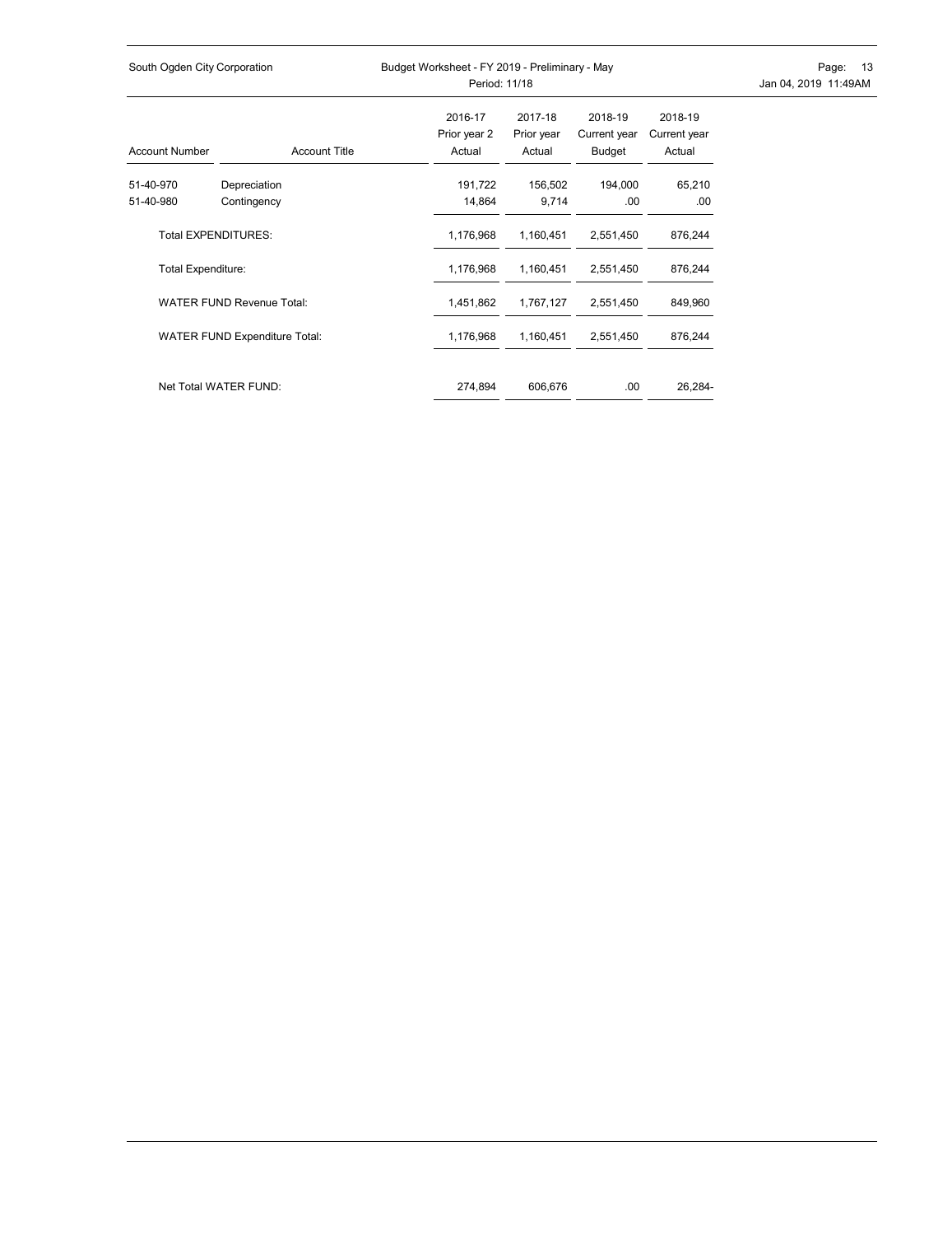| Account Number | Account Title | 2016-17 Prior year 2 Actual | 2017-18 Prior year Actual | 2018-19 Current year Budget | 2018-19 Current year Actual |
|---|---|---|---|---|---|
| 51-40-970 | Depreciation | 191,722 | 156,502 | 194,000 | 65,210 |
| 51-40-980 | Contingency | 14,864 | 9,714 | .00 | .00 |
| | Total EXPENDITURES: | 1,176,968 | 1,160,451 | 2,551,450 | 876,244 |
| | Total Expenditure: | 1,176,968 | 1,160,451 | 2,551,450 | 876,244 |
| | WATER FUND Revenue Total: | 1,451,862 | 1,767,127 | 2,551,450 | 849,960 |
| | WATER FUND Expenditure Total: | 1,176,968 | 1,160,451 | 2,551,450 | 876,244 |
| | Net Total WATER FUND: | 274,894 | 606,676 | .00 | 26,284- |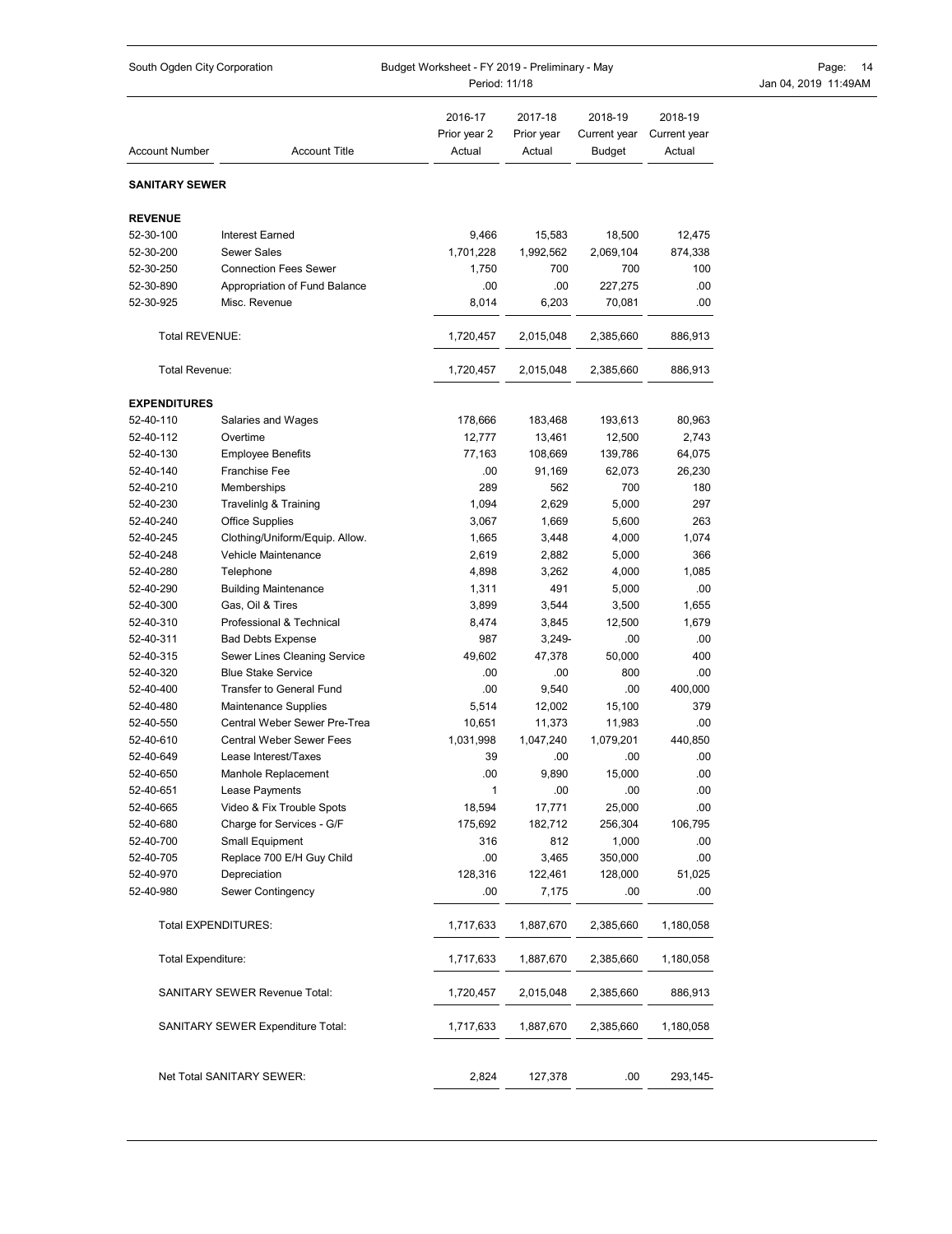South Ogden City Corporation

Budget Worksheet - FY 2019 - Preliminary - May

Period: 11/18

| Account Number | Account Title | 2016-17 Prior year 2 Actual | 2017-18 Prior year Actual | 2018-19 Current year Budget | 2018-19 Current year Actual |
|---|---|---|---|---|---|
| **SANITARY SEWER** | | | | | |
| **REVENUE** | | | | | |
| 52-30-100 | Interest Earned | 9,466 | 15,583 | 18,500 | 12,475 |
| 52-30-200 | Sewer Sales | 1,701,228 | 1,992,562 | 2,069,104 | 874,338 |
| 52-30-250 | Connection Fees Sewer | 1,750 | 700 | 700 | 100 |
| 52-30-890 | Appropriation of Fund Balance | .00 | .00 | 227,275 | .00 |
| 52-30-925 | Misc. Revenue | 8,014 | 6,203 | 70,081 | .00 |
| Total REVENUE: | | 1,720,457 | 2,015,048 | 2,385,660 | 886,913 |
| Total Revenue: | | 1,720,457 | 2,015,048 | 2,385,660 | 886,913 |
| **EXPENDITURES** | | | | | |
| 52-40-110 | Salaries and Wages | 178,666 | 183,468 | 193,613 | 80,963 |
| 52-40-112 | Overtime | 12,777 | 13,461 | 12,500 | 2,743 |
| 52-40-130 | Employee Benefits | 77,163 | 108,669 | 139,786 | 64,075 |
| 52-40-140 | Franchise Fee | .00 | 91,169 | 62,073 | 26,230 |
| 52-40-210 | Memberships | 289 | 562 | 700 | 180 |
| 52-40-230 | Travelinlg & Training | 1,094 | 2,629 | 5,000 | 297 |
| 52-40-240 | Office Supplies | 3,067 | 1,669 | 5,600 | 263 |
| 52-40-245 | Clothing/Uniform/Equip. Allow. | 1,665 | 3,448 | 4,000 | 1,074 |
| 52-40-248 | Vehicle Maintenance | 2,619 | 2,882 | 5,000 | 366 |
| 52-40-280 | Telephone | 4,898 | 3,262 | 4,000 | 1,085 |
| 52-40-290 | Building Maintenance | 1,311 | 491 | 5,000 | .00 |
| 52-40-300 | Gas, Oil & Tires | 3,899 | 3,544 | 3,500 | 1,655 |
| 52-40-310 | Professional & Technical | 8,474 | 3,845 | 12,500 | 1,679 |
| 52-40-311 | Bad Debts Expense | 987 | 3,249- | .00 | .00 |
| 52-40-315 | Sewer Lines Cleaning Service | 49,602 | 47,378 | 50,000 | 400 |
| 52-40-320 | Blue Stake Service | .00 | .00 | 800 | .00 |
| 52-40-400 | Transfer to General Fund | .00 | 9,540 | .00 | 400,000 |
| 52-40-480 | Maintenance Supplies | 5,514 | 12,002 | 15,100 | 379 |
| 52-40-550 | Central Weber Sewer Pre-Trea | 10,651 | 11,373 | 11,983 | .00 |
| 52-40-610 | Central Weber Sewer Fees | 1,031,998 | 1,047,240 | 1,079,201 | 440,850 |
| 52-40-649 | Lease Interest/Taxes | 39 | .00 | .00 | .00 |
| 52-40-650 | Manhole Replacement | .00 | 9,890 | 15,000 | .00 |
| 52-40-651 | Lease Payments | 1 | .00 | .00 | .00 |
| 52-40-665 | Video & Fix Trouble Spots | 18,594 | 17,771 | 25,000 | .00 |
| 52-40-680 | Charge for Services - G/F | 175,692 | 182,712 | 256,304 | 106,795 |
| 52-40-700 | Small Equipment | 316 | 812 | 1,000 | .00 |
| 52-40-705 | Replace 700 E/H Guy Child | .00 | 3,465 | 350,000 | .00 |
| 52-40-970 | Depreciation | 128,316 | 122,461 | 128,000 | 51,025 |
| 52-40-980 | Sewer Contingency | .00 | 7,175 | .00 | .00 |
| Total EXPENDITURES: | | 1,717,633 | 1,887,670 | 2,385,660 | 1,180,058 |
| Total Expenditure: | | 1,717,633 | 1,887,670 | 2,385,660 | 1,180,058 |
| SANITARY SEWER Revenue Total: | | 1,720,457 | 2,015,048 | 2,385,660 | 886,913 |
| SANITARY SEWER Expenditure Total: | | 1,717,633 | 1,887,670 | 2,385,660 | 1,180,058 |
| Net Total SANITARY SEWER: | | 2,824 | 127,378 | .00 | 293,145- |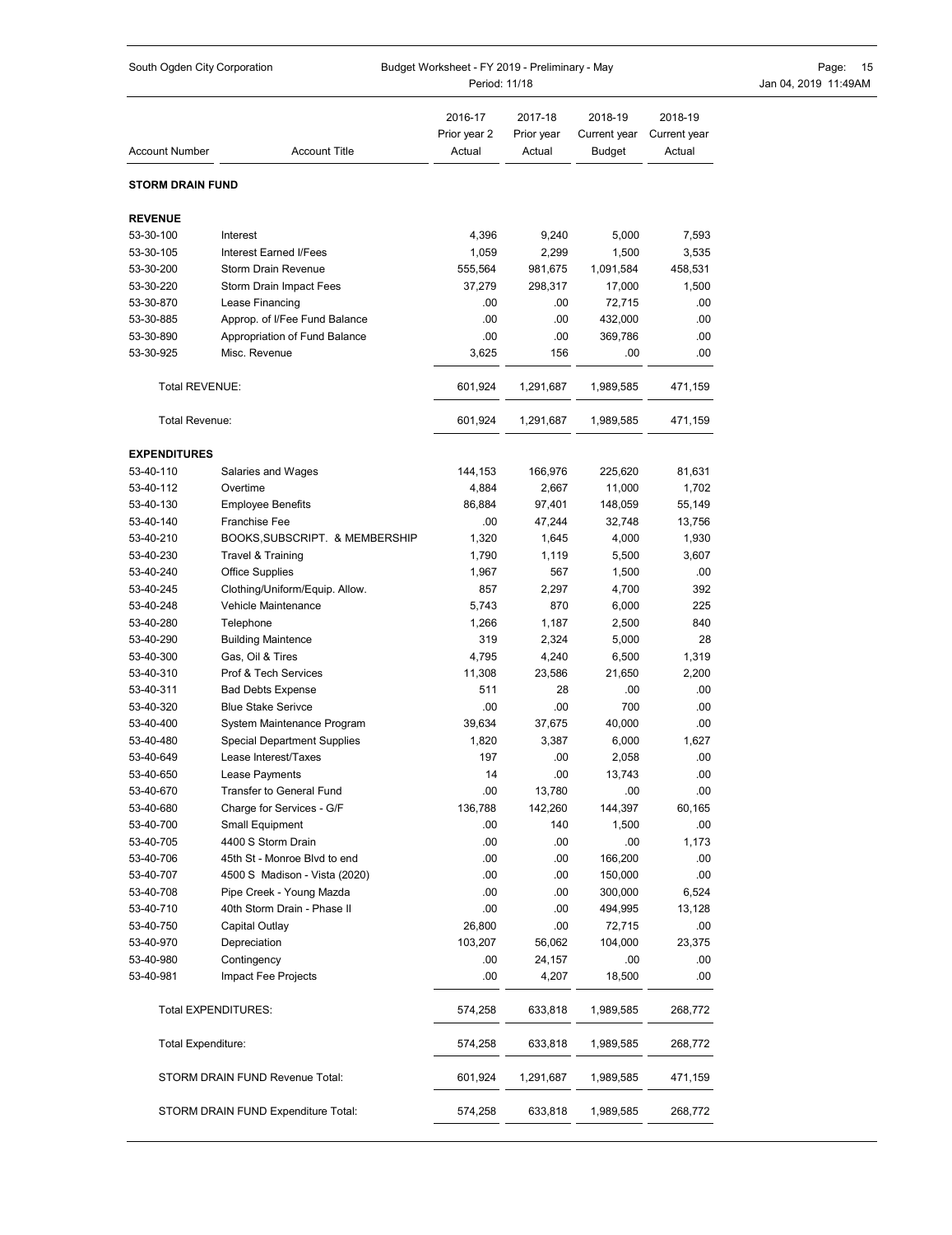## STORM DRAIN FUND

| Account Number | Account Title | 2016-17 Prior year 2 Actual | 2017-18 Prior year Actual | 2018-19 Current year Budget | 2018-19 Current year Actual |
|---|---|---|---|---|---|
| **REVENUE** | | | | | |
| 53-30-100 | Interest | 4,396 | 9,240 | 5,000 | 7,593 |
| 53-30-105 | Interest Earned I/Fees | 1,059 | 2,299 | 1,500 | 3,535 |
| 53-30-200 | Storm Drain Revenue | 555,564 | 981,675 | 1,091,584 | 458,531 |
| 53-30-220 | Storm Drain Impact Fees | 37,279 | 298,317 | 17,000 | 1,500 |
| 53-30-870 | Lease Financing | .00 | .00 | 72,715 | .00 |
| 53-30-885 | Approp. of I/Fee Fund Balance | .00 | .00 | 432,000 | .00 |
| 53-30-890 | Appropriation of Fund Balance | .00 | .00 | 369,786 | .00 |
| 53-30-925 | Misc. Revenue | 3,625 | 156 | .00 | .00 |
| Total REVENUE: | | 601,924 | 1,291,687 | 1,989,585 | 471,159 |
| Total Revenue: | | 601,924 | 1,291,687 | 1,989,585 | 471,159 |
| **EXPENDITURES** | | | | | |
| 53-40-110 | Salaries and Wages | 144,153 | 166,976 | 225,620 | 81,631 |
| 53-40-112 | Overtime | 4,884 | 2,667 | 11,000 | 1,702 |
| 53-40-130 | Employee Benefits | 86,884 | 97,401 | 148,059 | 55,149 |
| 53-40-140 | Franchise Fee | .00 | 47,244 | 32,748 | 13,756 |
| 53-40-210 | BOOKS,SUBSCRIPT. & MEMBERSHIP | 1,320 | 1,645 | 4,000 | 1,930 |
| 53-40-230 | Travel & Training | 1,790 | 1,119 | 5,500 | 3,607 |
| 53-40-240 | Office Supplies | 1,967 | 567 | 1,500 | .00 |
| 53-40-245 | Clothing/Uniform/Equip. Allow. | 857 | 2,297 | 4,700 | 392 |
| 53-40-248 | Vehicle Maintenance | 5,743 | 870 | 6,000 | 225 |
| 53-40-280 | Telephone | 1,266 | 1,187 | 2,500 | 840 |
| 53-40-290 | Building Maintence | 319 | 2,324 | 5,000 | 28 |
| 53-40-300 | Gas, Oil & Tires | 4,795 | 4,240 | 6,500 | 1,319 |
| 53-40-310 | Prof & Tech Services | 11,308 | 23,586 | 21,650 | 2,200 |
| 53-40-311 | Bad Debts Expense | 511 | 28 | .00 | .00 |
| 53-40-320 | Blue Stake Serivce | .00 | .00 | 700 | .00 |
| 53-40-400 | System Maintenance Program | 39,634 | 37,675 | 40,000 | .00 |
| 53-40-480 | Special Department Supplies | 1,820 | 3,387 | 6,000 | 1,627 |
| 53-40-649 | Lease Interest/Taxes | 197 | .00 | 2,058 | .00 |
| 53-40-650 | Lease Payments | 14 | .00 | 13,743 | .00 |
| 53-40-670 | Transfer to General Fund | .00 | 13,780 | .00 | .00 |
| 53-40-680 | Charge for Services - G/F | 136,788 | 142,260 | 144,397 | 60,165 |
| 53-40-700 | Small Equipment | .00 | 140 | 1,500 | .00 |
| 53-40-705 | 4400 S Storm Drain | .00 | .00 | .00 | 1,173 |
| 53-40-706 | 45th St - Monroe Blvd to end | .00 | .00 | 166,200 | .00 |
| 53-40-707 | 4500 S Madison - Vista (2020) | .00 | .00 | 150,000 | .00 |
| 53-40-708 | Pipe Creek - Young Mazda | .00 | .00 | 300,000 | 6,524 |
| 53-40-710 | 40th Storm Drain - Phase II | .00 | .00 | 494,995 | 13,128 |
| 53-40-750 | Capital Outlay | 26,800 | .00 | 72,715 | .00 |
| 53-40-970 | Depreciation | 103,207 | 56,062 | 104,000 | 23,375 |
| 53-40-980 | Contingency | .00 | 24,157 | .00 | .00 |
| 53-40-981 | Impact Fee Projects | .00 | 4,207 | 18,500 | .00 |
| Total EXPENDITURES: | | 574,258 | 633,818 | 1,989,585 | 268,772 |
| Total Expenditure: | | 574,258 | 633,818 | 1,989,585 | 268,772 |
| STORM DRAIN FUND Revenue Total: | | 601,924 | 1,291,687 | 1,989,585 | 471,159 |
| STORM DRAIN FUND Expenditure Total: | | 574,258 | 633,818 | 1,989,585 | 268,772 |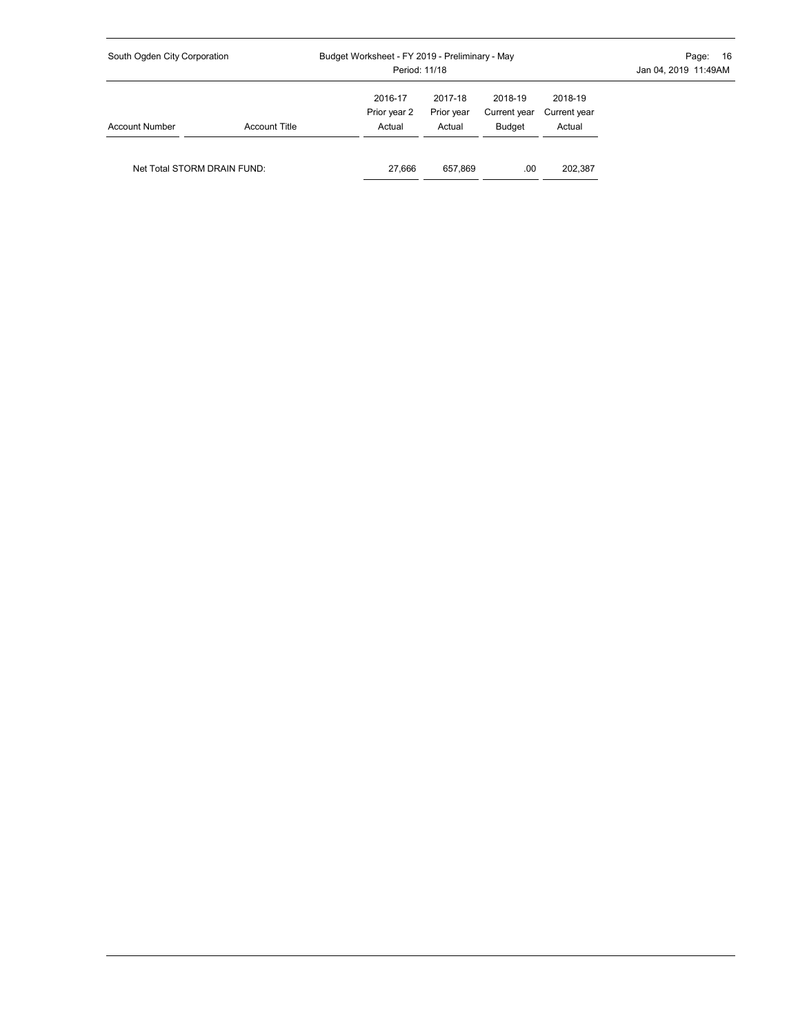| Account Number | Account Title | 2016-17 Prior year 2 Actual | 2017-18 Prior year Actual | 2018-19 Current year Budget | 2018-19 Current year Actual |
|---|---|---|---|---|---|
| Net Total STORM DRAIN FUND: | | 27,666 | 657,869 | .00 | 202,387 |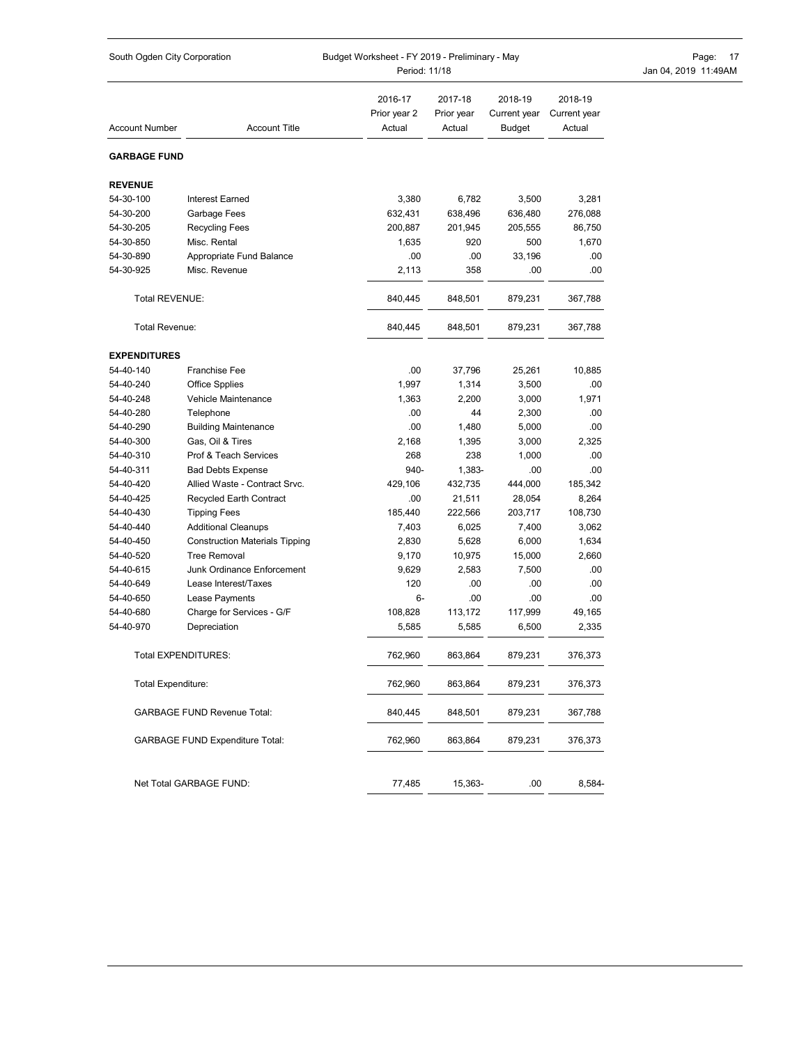South Ogden City Corporation — Budget Worksheet - FY 2019 - Preliminary - May — Period: 11/18

| Account Number | Account Title | 2016-17 Prior year 2 Actual | 2017-18 Prior year Actual | 2018-19 Current year Budget | 2018-19 Current year Actual |
|---|---|---|---|---|---|
| **GARBAGE FUND** | | | | | |
| **REVENUE** | | | | | |
| 54-30-100 | Interest Earned | 3,380 | 6,782 | 3,500 | 3,281 |
| 54-30-200 | Garbage Fees | 632,431 | 638,496 | 636,480 | 276,088 |
| 54-30-205 | Recycling Fees | 200,887 | 201,945 | 205,555 | 86,750 |
| 54-30-850 | Misc. Rental | 1,635 | 920 | 500 | 1,670 |
| 54-30-890 | Appropriate Fund Balance | .00 | .00 | 33,196 | .00 |
| 54-30-925 | Misc. Revenue | 2,113 | 358 | .00 | .00 |
| Total REVENUE: | | 840,445 | 848,501 | 879,231 | 367,788 |
| Total Revenue: | | 840,445 | 848,501 | 879,231 | 367,788 |
| **EXPENDITURES** | | | | | |
| 54-40-140 | Franchise Fee | .00 | 37,796 | 25,261 | 10,885 |
| 54-40-240 | Office Spplies | 1,997 | 1,314 | 3,500 | .00 |
| 54-40-248 | Vehicle Maintenance | 1,363 | 2,200 | 3,000 | 1,971 |
| 54-40-280 | Telephone | .00 | 44 | 2,300 | .00 |
| 54-40-290 | Building Maintenance | .00 | 1,480 | 5,000 | .00 |
| 54-40-300 | Gas, Oil & Tires | 2,168 | 1,395 | 3,000 | 2,325 |
| 54-40-310 | Prof & Teach Services | 268 | 238 | 1,000 | .00 |
| 54-40-311 | Bad Debts Expense | 940- | 1,383- | .00 | .00 |
| 54-40-420 | Allied Waste - Contract Srvc. | 429,106 | 432,735 | 444,000 | 185,342 |
| 54-40-425 | Recycled Earth Contract | .00 | 21,511 | 28,054 | 8,264 |
| 54-40-430 | Tipping Fees | 185,440 | 222,566 | 203,717 | 108,730 |
| 54-40-440 | Additional Cleanups | 7,403 | 6,025 | 7,400 | 3,062 |
| 54-40-450 | Construction Materials Tipping | 2,830 | 5,628 | 6,000 | 1,634 |
| 54-40-520 | Tree Removal | 9,170 | 10,975 | 15,000 | 2,660 |
| 54-40-615 | Junk Ordinance Enforcement | 9,629 | 2,583 | 7,500 | .00 |
| 54-40-649 | Lease Interest/Taxes | 120 | .00 | .00 | .00 |
| 54-40-650 | Lease Payments | 6- | .00 | .00 | .00 |
| 54-40-680 | Charge for Services - G/F | 108,828 | 113,172 | 117,999 | 49,165 |
| 54-40-970 | Depreciation | 5,585 | 5,585 | 6,500 | 2,335 |
| Total EXPENDITURES: | | 762,960 | 863,864 | 879,231 | 376,373 |
| Total Expenditure: | | 762,960 | 863,864 | 879,231 | 376,373 |
| GARBAGE FUND Revenue Total: | | 840,445 | 848,501 | 879,231 | 367,788 |
| GARBAGE FUND Expenditure Total: | | 762,960 | 863,864 | 879,231 | 376,373 |
| Net Total GARBAGE FUND: | | 77,485 | 15,363- | .00 | 8,584- |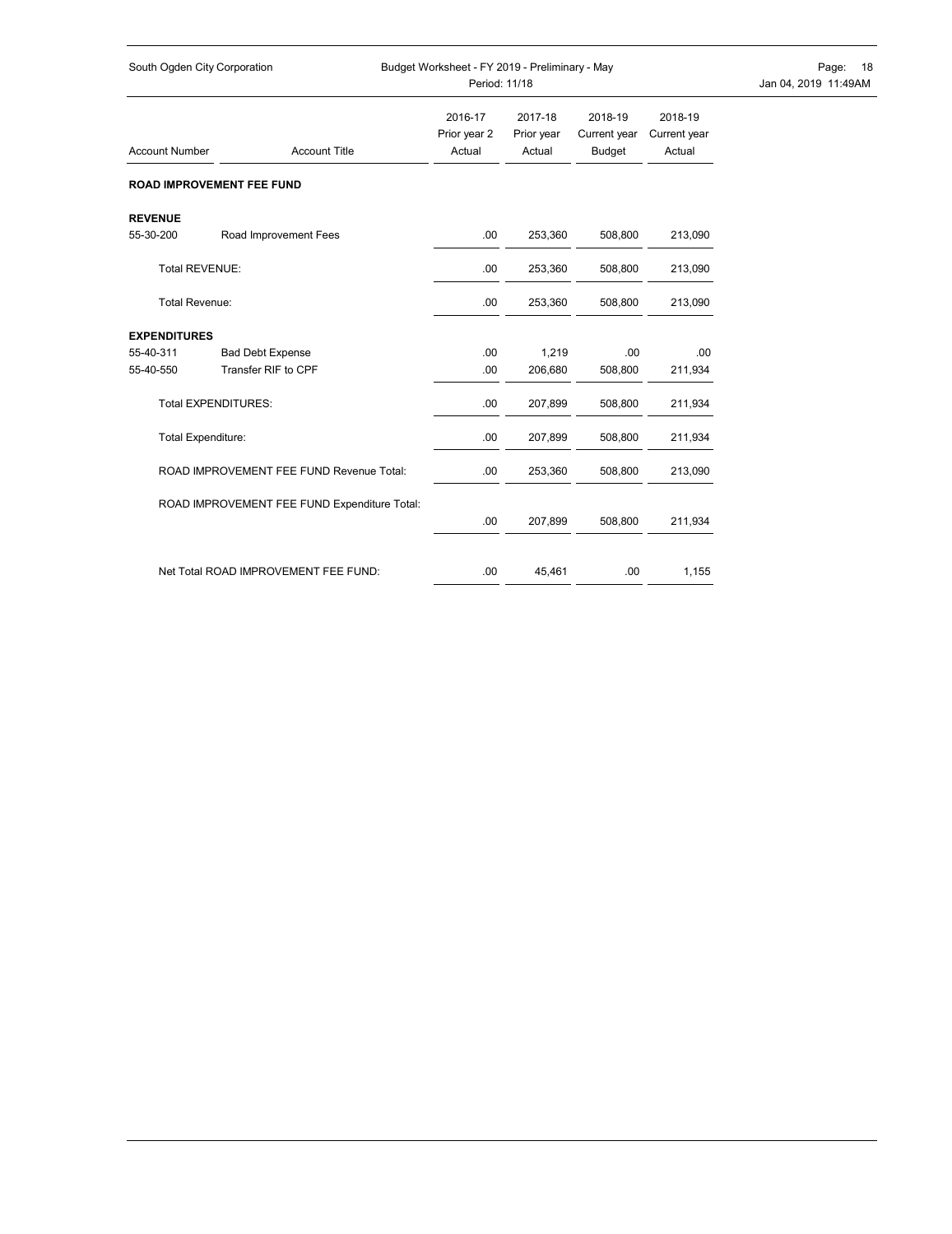## ROAD IMPROVEMENT FEE FUND

| Account Number | Account Title | 2016-17 Prior year 2 Actual | 2017-18 Prior year Actual | 2018-19 Current year Budget | 2018-19 Current year Actual |
|---|---|---|---|---|---|
| **REVENUE** | | | | | |
| 55-30-200 | Road Improvement Fees | .00 | 253,360 | 508,800 | 213,090 |
| Total REVENUE: | | .00 | 253,360 | 508,800 | 213,090 |
| Total Revenue: | | .00 | 253,360 | 508,800 | 213,090 |
| **EXPENDITURES** | | | | | |
| 55-40-311 | Bad Debt Expense | .00 | 1,219 | .00 | .00 |
| 55-40-550 | Transfer RIF to CPF | .00 | 206,680 | 508,800 | 211,934 |
| Total EXPENDITURES: | | .00 | 207,899 | 508,800 | 211,934 |
| Total Expenditure: | | .00 | 207,899 | 508,800 | 211,934 |
| ROAD IMPROVEMENT FEE FUND Revenue Total: | | .00 | 253,360 | 508,800 | 213,090 |
| ROAD IMPROVEMENT FEE FUND Expenditure Total: | | .00 | 207,899 | 508,800 | 211,934 |
| Net Total ROAD IMPROVEMENT FEE FUND: | | .00 | 45,461 | .00 | 1,155 |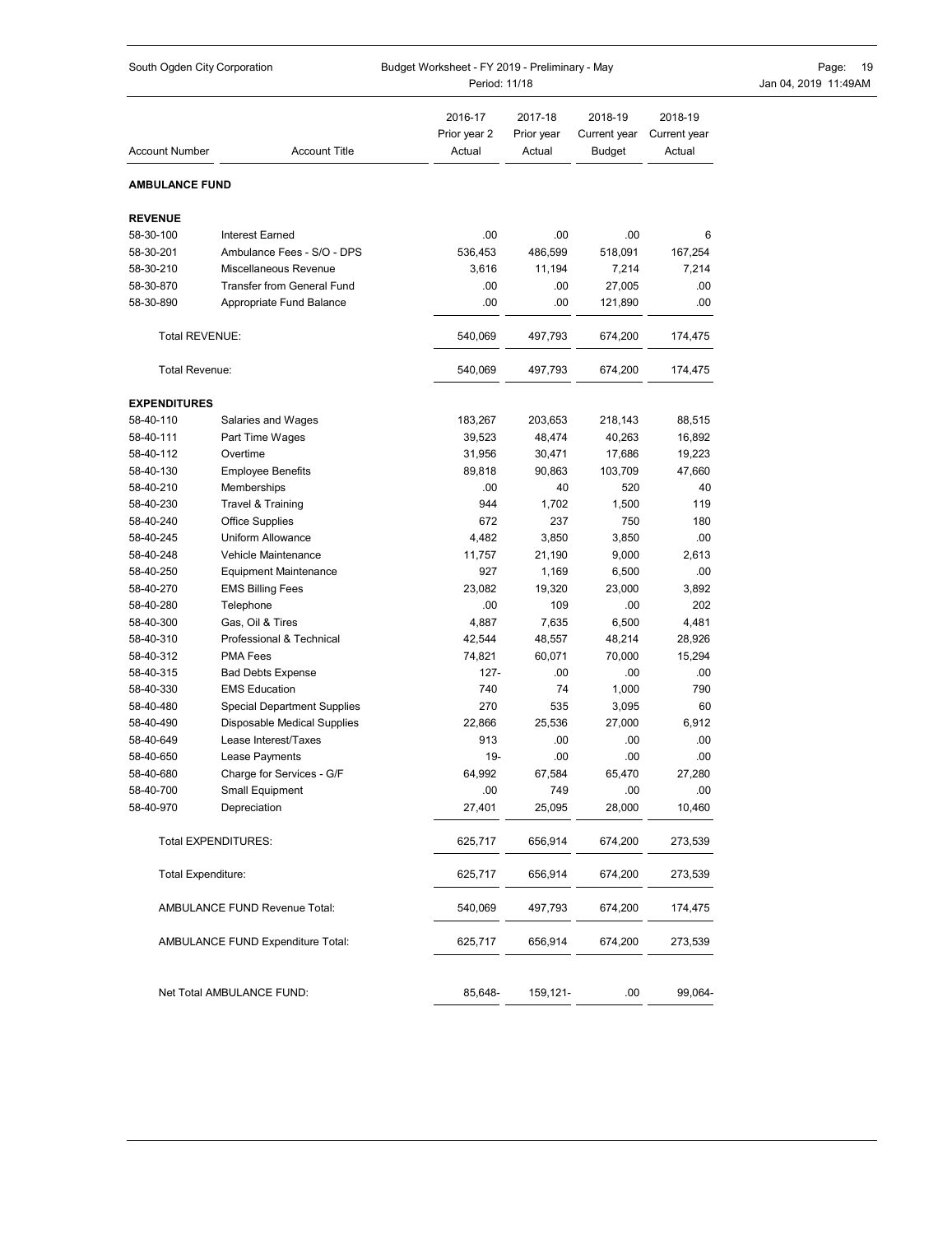| Account Number | Account Title | 2016-17 Prior year 2 Actual | 2017-18 Prior year Actual | 2018-19 Current year Budget | 2018-19 Current year Actual |
|---|---|---|---|---|---|
| **AMBULANCE FUND** | | | | | |
| **REVENUE** | | | | | |
| 58-30-100 | Interest Earned | .00 | .00 | .00 | 6 |
| 58-30-201 | Ambulance Fees - S/O - DPS | 536,453 | 486,599 | 518,091 | 167,254 |
| 58-30-210 | Miscellaneous Revenue | 3,616 | 11,194 | 7,214 | 7,214 |
| 58-30-870 | Transfer from General Fund | .00 | .00 | 27,005 | .00 |
| 58-30-890 | Appropriate Fund Balance | .00 | .00 | 121,890 | .00 |
| Total REVENUE: | | 540,069 | 497,793 | 674,200 | 174,475 |
| Total Revenue: | | 540,069 | 497,793 | 674,200 | 174,475 |
| **EXPENDITURES** | | | | | |
| 58-40-110 | Salaries and Wages | 183,267 | 203,653 | 218,143 | 88,515 |
| 58-40-111 | Part Time Wages | 39,523 | 48,474 | 40,263 | 16,892 |
| 58-40-112 | Overtime | 31,956 | 30,471 | 17,686 | 19,223 |
| 58-40-130 | Employee Benefits | 89,818 | 90,863 | 103,709 | 47,660 |
| 58-40-210 | Memberships | .00 | 40 | 520 | 40 |
| 58-40-230 | Travel & Training | 944 | 1,702 | 1,500 | 119 |
| 58-40-240 | Office Supplies | 672 | 237 | 750 | 180 |
| 58-40-245 | Uniform Allowance | 4,482 | 3,850 | 3,850 | .00 |
| 58-40-248 | Vehicle Maintenance | 11,757 | 21,190 | 9,000 | 2,613 |
| 58-40-250 | Equipment Maintenance | 927 | 1,169 | 6,500 | .00 |
| 58-40-270 | EMS Billing Fees | 23,082 | 19,320 | 23,000 | 3,892 |
| 58-40-280 | Telephone | .00 | 109 | .00 | 202 |
| 58-40-300 | Gas, Oil & Tires | 4,887 | 7,635 | 6,500 | 4,481 |
| 58-40-310 | Professional & Technical | 42,544 | 48,557 | 48,214 | 28,926 |
| 58-40-312 | PMA Fees | 74,821 | 60,071 | 70,000 | 15,294 |
| 58-40-315 | Bad Debts Expense | 127- | .00 | .00 | .00 |
| 58-40-330 | EMS Education | 740 | 74 | 1,000 | 790 |
| 58-40-480 | Special Department Supplies | 270 | 535 | 3,095 | 60 |
| 58-40-490 | Disposable Medical Supplies | 22,866 | 25,536 | 27,000 | 6,912 |
| 58-40-649 | Lease Interest/Taxes | 913 | .00 | .00 | .00 |
| 58-40-650 | Lease Payments | 19- | .00 | .00 | .00 |
| 58-40-680 | Charge for Services - G/F | 64,992 | 67,584 | 65,470 | 27,280 |
| 58-40-700 | Small Equipment | .00 | 749 | .00 | .00 |
| 58-40-970 | Depreciation | 27,401 | 25,095 | 28,000 | 10,460 |
| Total EXPENDITURES: | | 625,717 | 656,914 | 674,200 | 273,539 |
| Total Expenditure: | | 625,717 | 656,914 | 674,200 | 273,539 |
| AMBULANCE FUND Revenue Total: | | 540,069 | 497,793 | 674,200 | 174,475 |
| AMBULANCE FUND Expenditure Total: | | 625,717 | 656,914 | 674,200 | 273,539 |
| Net Total AMBULANCE FUND: | | 85,648- | 159,121- | .00 | 99,064- |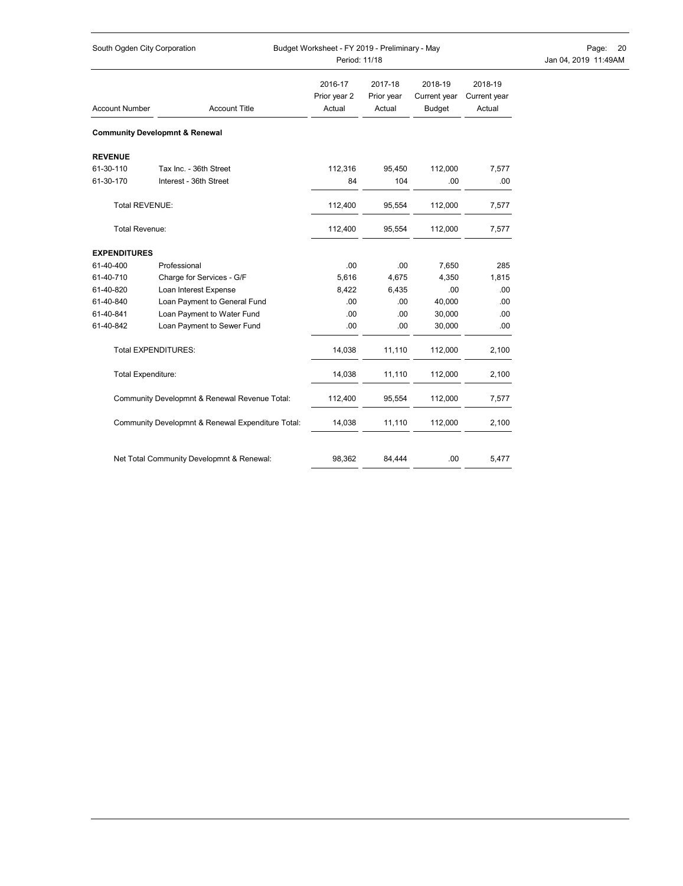| Account Number | Account Title | 2016-17 Prior year 2 Actual | 2017-18 Prior year Actual | 2018-19 Current year Budget | 2018-19 Current year Actual |
|---|---|---|---|---|---|
| **Community Developmnt & Renewal** | | | | | |
| **REVENUE** | | | | | |
| 61-30-110 | Tax Inc. - 36th Street | 112,316 | 95,450 | 112,000 | 7,577 |
| 61-30-170 | Interest - 36th Street | 84 | 104 | .00 | .00 |
| Total REVENUE: | | 112,400 | 95,554 | 112,000 | 7,577 |
| Total Revenue: | | 112,400 | 95,554 | 112,000 | 7,577 |
| **EXPENDITURES** | | | | | |
| 61-40-400 | Professional | .00 | .00 | 7,650 | 285 |
| 61-40-710 | Charge for Services - G/F | 5,616 | 4,675 | 4,350 | 1,815 |
| 61-40-820 | Loan Interest Expense | 8,422 | 6,435 | .00 | .00 |
| 61-40-840 | Loan Payment to General Fund | .00 | .00 | 40,000 | .00 |
| 61-40-841 | Loan Payment to Water Fund | .00 | .00 | 30,000 | .00 |
| 61-40-842 | Loan Payment to Sewer Fund | .00 | .00 | 30,000 | .00 |
| Total EXPENDITURES: | | 14,038 | 11,110 | 112,000 | 2,100 |
| Total Expenditure: | | 14,038 | 11,110 | 112,000 | 2,100 |
| Community Developmnt & Renewal Revenue Total: | | 112,400 | 95,554 | 112,000 | 7,577 |
| Community Developmnt & Renewal Expenditure Total: | | 14,038 | 11,110 | 112,000 | 2,100 |
| Net Total Community Developmnt & Renewal: | | 98,362 | 84,444 | .00 | 5,477 |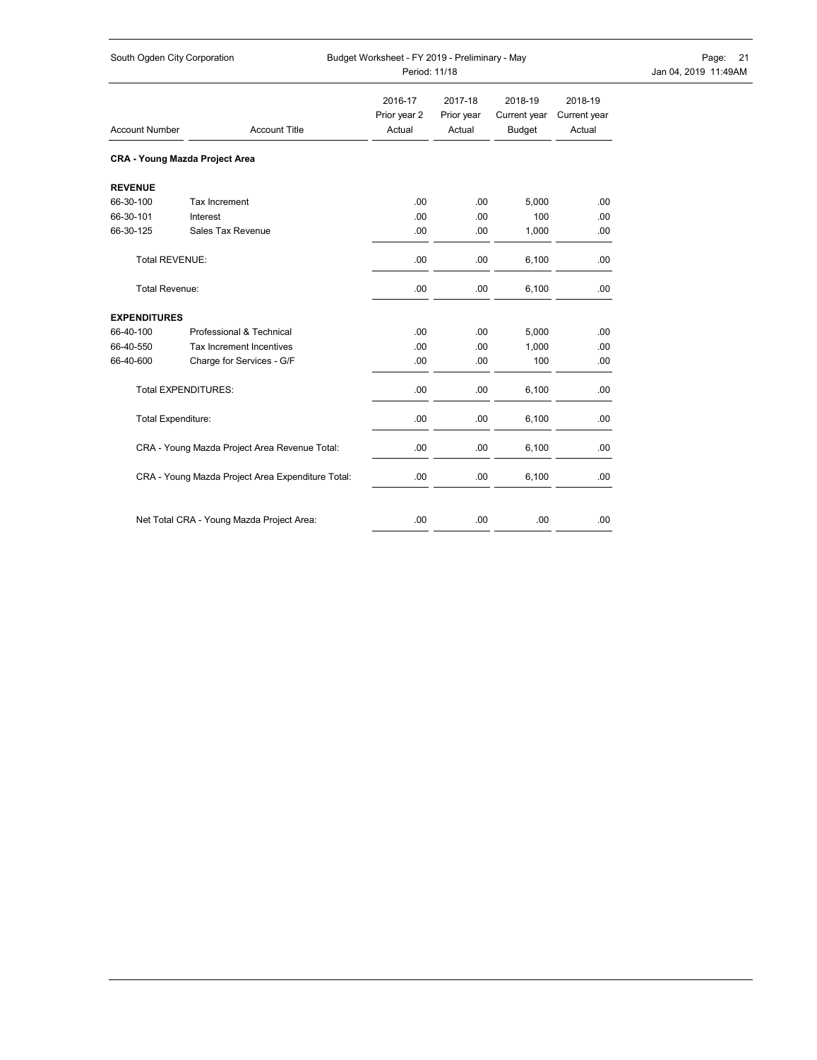South Ogden City Corporation

Budget Worksheet - FY 2019 - Preliminary - May
Period: 11/18

| Account Number | Account Title | 2016-17 Prior year 2 Actual | 2017-18 Prior year Actual | 2018-19 Current year Budget | 2018-19 Current year Actual |
|---|---|---|---|---|---|
| **CRA - Young Mazda Project Area** | | | | | |
| **REVENUE** | | | | | |
| 66-30-100 | Tax Increment | .00 | .00 | 5,000 | .00 |
| 66-30-101 | Interest | .00 | .00 | 100 | .00 |
| 66-30-125 | Sales Tax Revenue | .00 | .00 | 1,000 | .00 |
| Total REVENUE: | | .00 | .00 | 6,100 | .00 |
| Total Revenue: | | .00 | .00 | 6,100 | .00 |
| **EXPENDITURES** | | | | | |
| 66-40-100 | Professional & Technical | .00 | .00 | 5,000 | .00 |
| 66-40-550 | Tax Increment Incentives | .00 | .00 | 1,000 | .00 |
| 66-40-600 | Charge for Services - G/F | .00 | .00 | 100 | .00 |
| Total EXPENDITURES: | | .00 | .00 | 6,100 | .00 |
| Total Expenditure: | | .00 | .00 | 6,100 | .00 |
| CRA - Young Mazda Project Area Revenue Total: | | .00 | .00 | 6,100 | .00 |
| CRA - Young Mazda Project Area Expenditure Total: | | .00 | .00 | 6,100 | .00 |
| Net Total CRA - Young Mazda Project Area: | | .00 | .00 | .00 | .00 |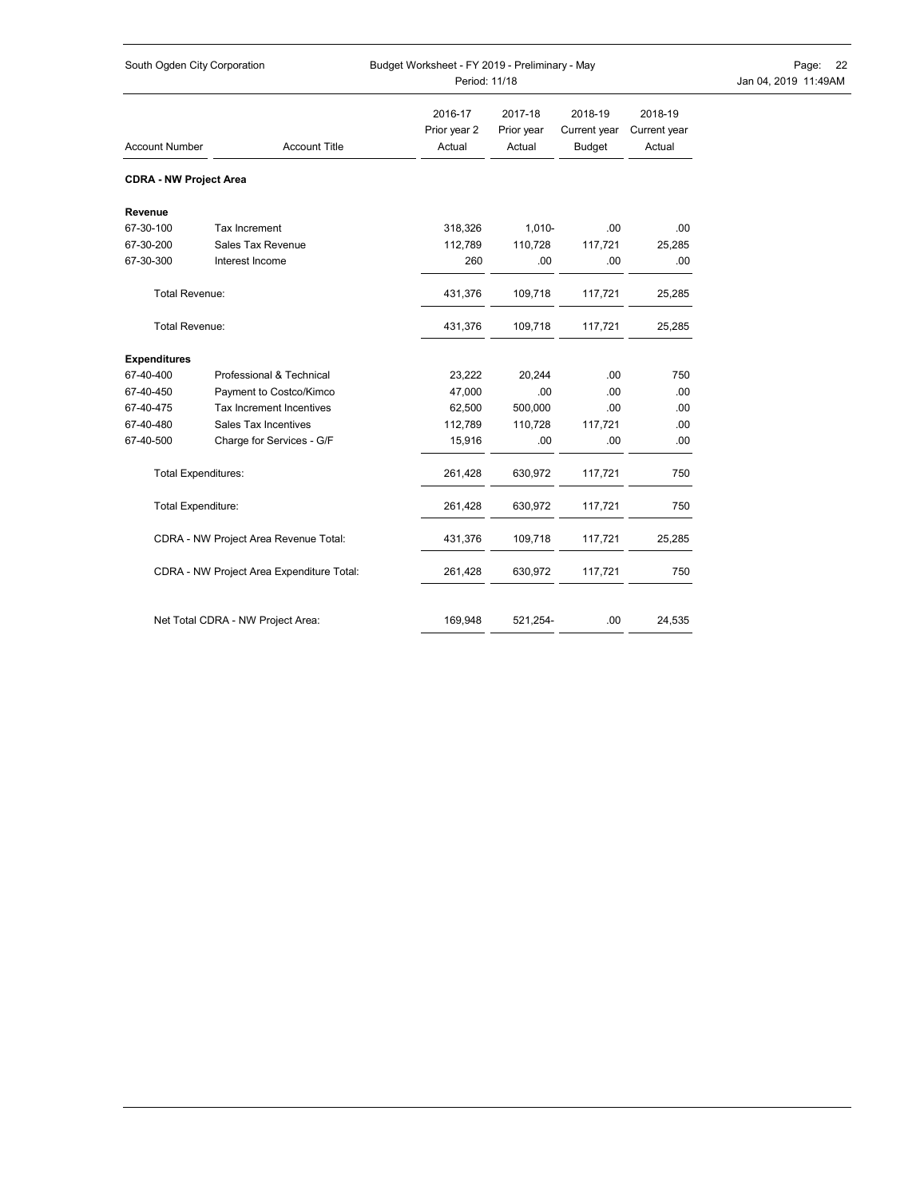South Ogden City Corporation — Budget Worksheet - FY 2019 - Preliminary - May

Period: 11/18

| Account Number | Account Title | 2016-17 Prior year 2 Actual | 2017-18 Prior year Actual | 2018-19 Current year Budget | 2018-19 Current year Actual |
|---|---|---|---|---|---|
| **CDRA - NW Project Area** | | | | | |
| **Revenue** | | | | | |
| 67-30-100 | Tax Increment | 318,326 | 1,010- | .00 | .00 |
| 67-30-200 | Sales Tax Revenue | 112,789 | 110,728 | 117,721 | 25,285 |
| 67-30-300 | Interest Income | 260 | .00 | .00 | .00 |
| Total Revenue: | | 431,376 | 109,718 | 117,721 | 25,285 |
| Total Revenue: | | 431,376 | 109,718 | 117,721 | 25,285 |
| **Expenditures** | | | | | |
| 67-40-400 | Professional & Technical | 23,222 | 20,244 | .00 | 750 |
| 67-40-450 | Payment to Costco/Kimco | 47,000 | .00 | .00 | .00 |
| 67-40-475 | Tax Increment Incentives | 62,500 | 500,000 | .00 | .00 |
| 67-40-480 | Sales Tax Incentives | 112,789 | 110,728 | 117,721 | .00 |
| 67-40-500 | Charge for Services - G/F | 15,916 | .00 | .00 | .00 |
| Total Expenditures: | | 261,428 | 630,972 | 117,721 | 750 |
| Total Expenditure: | | 261,428 | 630,972 | 117,721 | 750 |
| CDRA - NW Project Area Revenue Total: | | 431,376 | 109,718 | 117,721 | 25,285 |
| CDRA - NW Project Area Expenditure Total: | | 261,428 | 630,972 | 117,721 | 750 |
| Net Total CDRA - NW Project Area: | | 169,948 | 521,254- | .00 | 24,535 |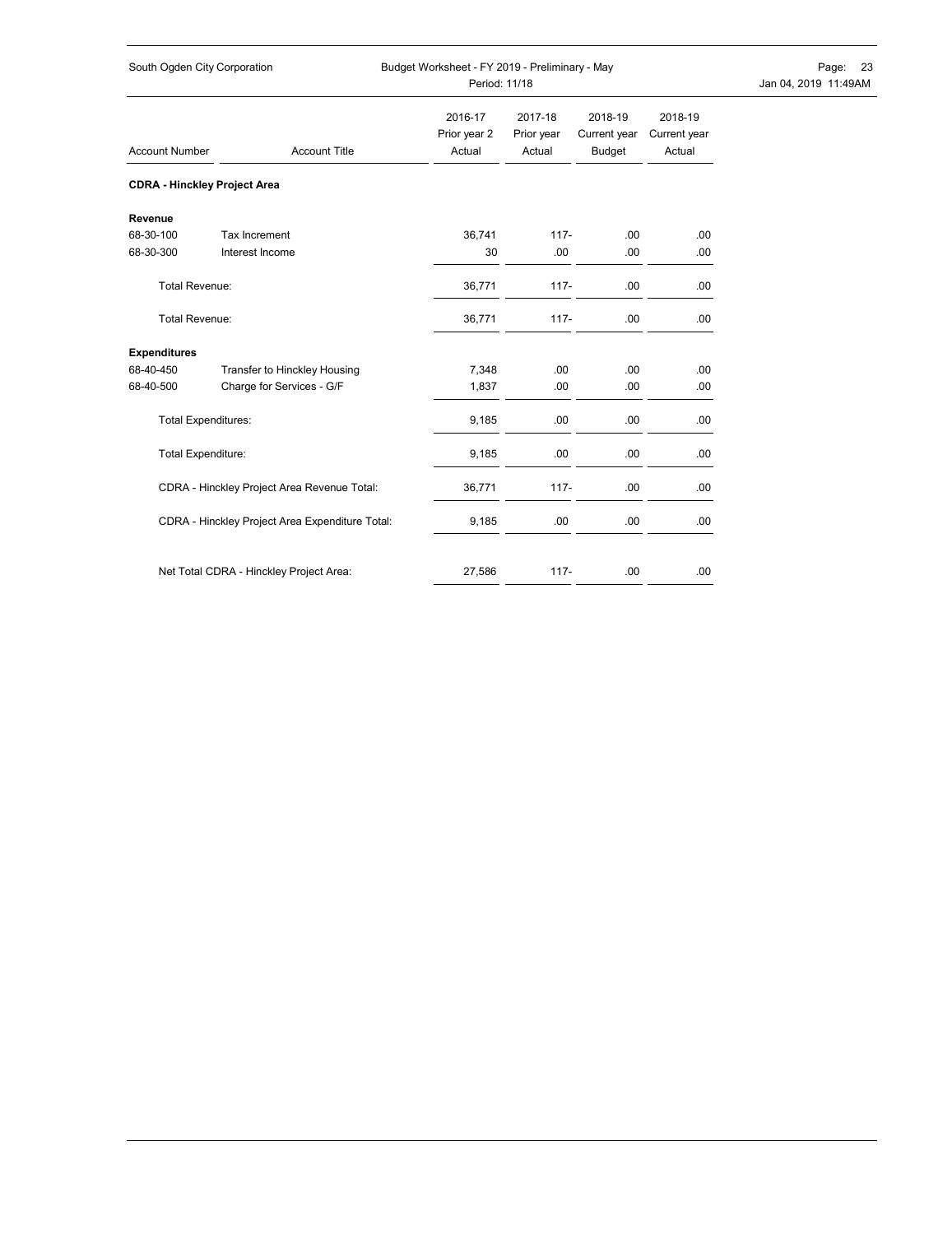South Ogden City Corporation

Budget Worksheet - FY 2019 - Preliminary - May
Period: 11/18

| Account Number | Account Title | 2016-17 Prior year 2 Actual | 2017-18 Prior year Actual | 2018-19 Current year Budget | 2018-19 Current year Actual |
|---|---|---|---|---|---|
| **CDRA - Hinckley Project Area** | | | | | |
| **Revenue** | | | | | |
| 68-30-100 | Tax Increment | 36,741 | 117- | .00 | .00 |
| 68-30-300 | Interest Income | 30 | .00 | .00 | .00 |
| Total Revenue: | | 36,771 | 117- | .00 | .00 |
| Total Revenue: | | 36,771 | 117- | .00 | .00 |
| **Expenditures** | | | | | |
| 68-40-450 | Transfer to Hinckley Housing | 7,348 | .00 | .00 | .00 |
| 68-40-500 | Charge for Services - G/F | 1,837 | .00 | .00 | .00 |
| Total Expenditures: | | 9,185 | .00 | .00 | .00 |
| Total Expenditure: | | 9,185 | .00 | .00 | .00 |
| CDRA - Hinckley Project Area Revenue Total: | | 36,771 | 117- | .00 | .00 |
| CDRA - Hinckley Project Area Expenditure Total: | | 9,185 | .00 | .00 | .00 |
| Net Total CDRA - Hinckley Project Area: | | 27,586 | 117- | .00 | .00 |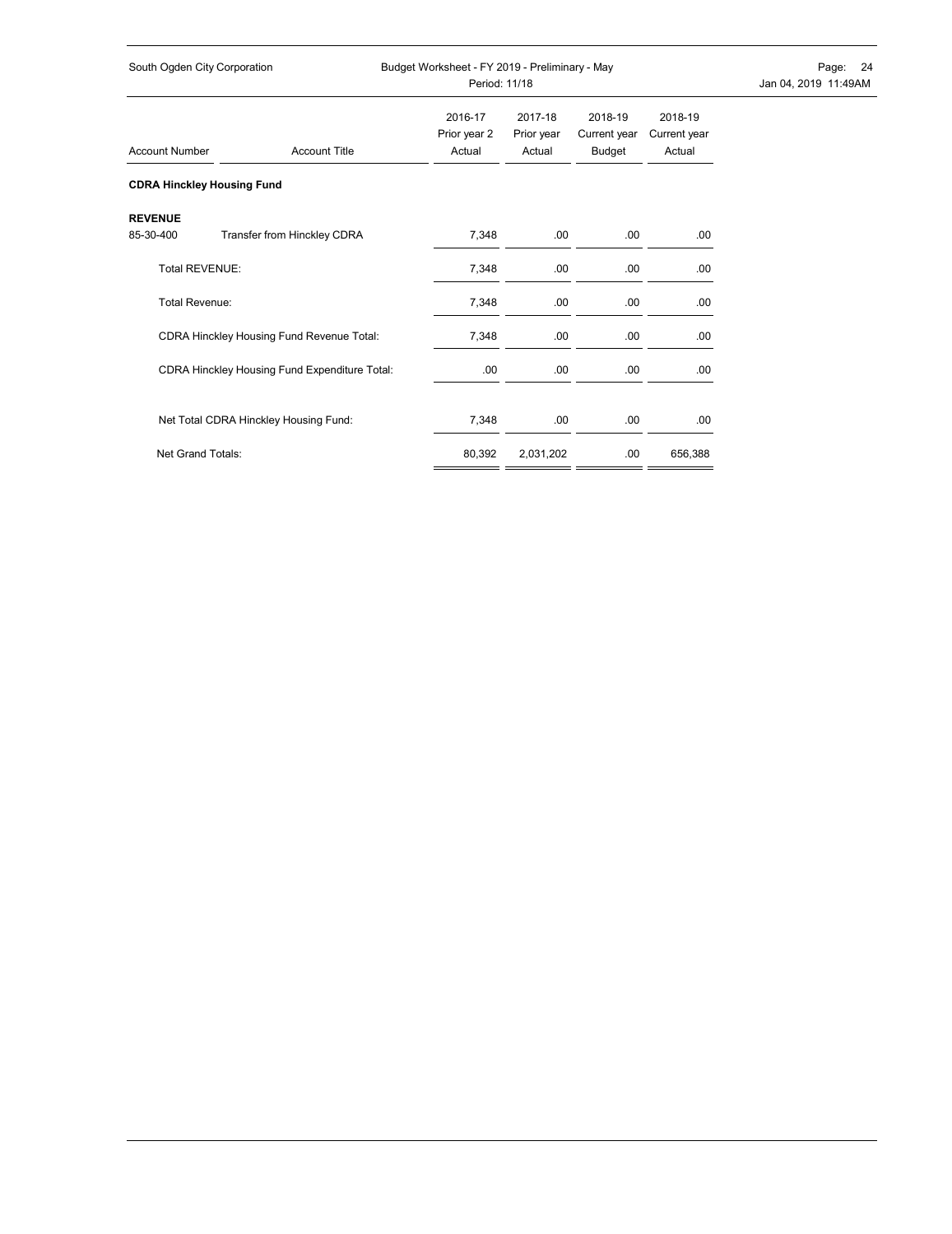| Account Number | Account Title | 2016-17 Prior year 2 Actual | 2017-18 Prior year Actual | 2018-19 Current year Budget | 2018-19 Current year Actual |
|---|---|---|---|---|---|
| **CDRA Hinckley Housing Fund** | | | | | |
| **REVENUE** | | | | | |
| 85-30-400 | Transfer from Hinckley CDRA | 7,348 | .00 | .00 | .00 |
| Total REVENUE: | | 7,348 | .00 | .00 | .00 |
| Total Revenue: | | 7,348 | .00 | .00 | .00 |
| CDRA Hinckley Housing Fund Revenue Total: | | 7,348 | .00 | .00 | .00 |
| CDRA Hinckley Housing Fund Expenditure Total: | | .00 | .00 | .00 | .00 |
| Net Total CDRA Hinckley Housing Fund: | | 7,348 | .00 | .00 | .00 |
| Net Grand Totals: | | 80,392 | 2,031,202 | .00 | 656,388 |